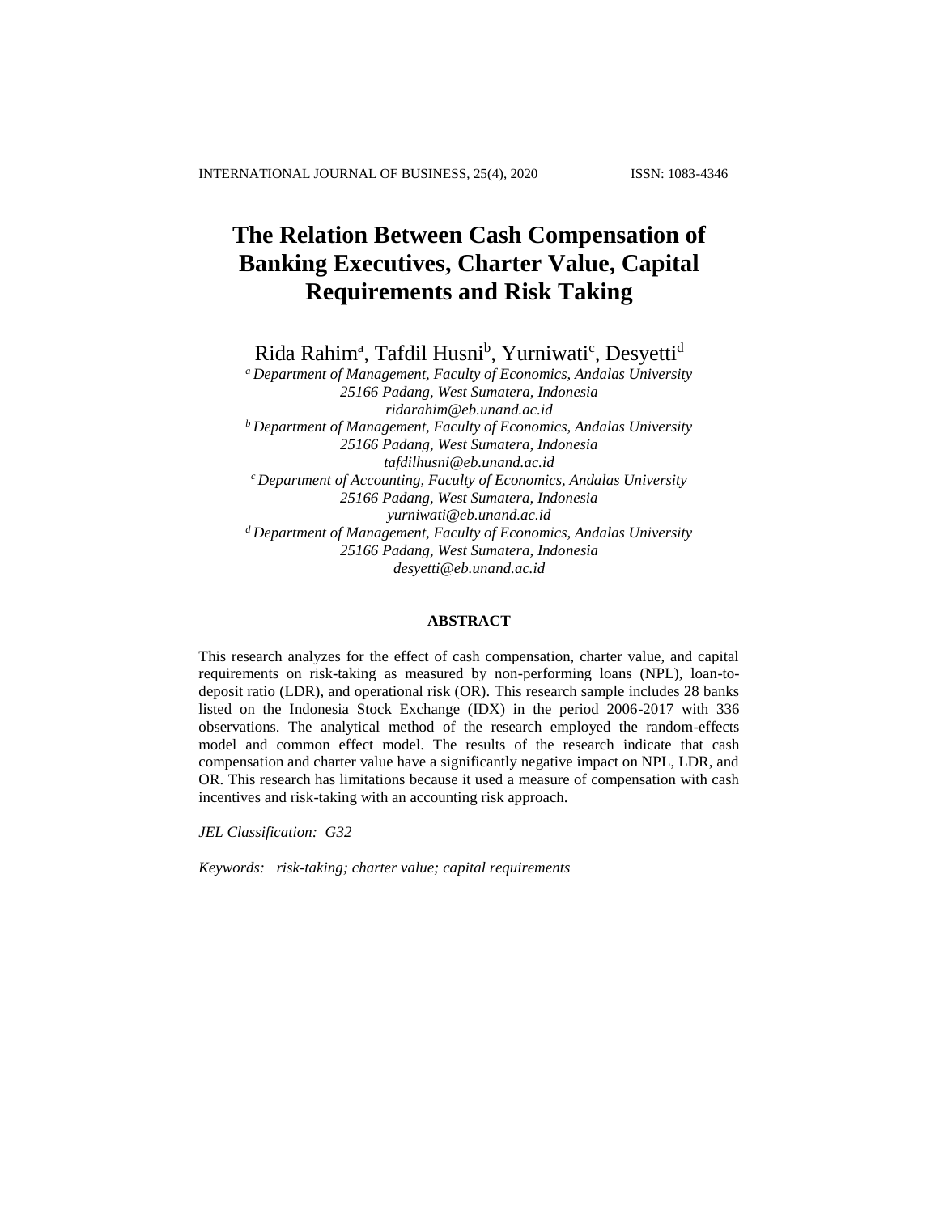# The Relation Between Cash Compensation of Banking Executives, Charter Value, Capital Requirements and Risk Taking

Rida Rahim[a], Tafdil Husni[b], Yurniwati[c], Desyetti[d]

[a] *Department of Management, Faculty of Economics, Andalas University*
*25166 Padang, West Sumatera, Indonesia*
*ridarahim@eb.unand.ac.id*

[b] *Department of Management, Faculty of Economics, Andalas University*
*25166 Padang, West Sumatera, Indonesia*
*tafdilhusni@eb.unand.ac.id*

[c] *Department of Accounting, Faculty of Economics, Andalas University*
*25166 Padang, West Sumatera, Indonesia*
*yurniwati@eb.unand.ac.id*

[d] *Department of Management, Faculty of Economics, Andalas University*
*25166 Padang, West Sumatera, Indonesia*
*desyetti@eb.unand.ac.id*

## ABSTRACT

This research analyzes for the effect of cash compensation, charter value, and capital requirements on risk-taking as measured by non-performing loans (NPL), loan-to-deposit ratio (LDR), and operational risk (OR). This research sample includes 28 banks listed on the Indonesia Stock Exchange (IDX) in the period 2006-2017 with 336 observations. The analytical method of the research employed the random-effects model and common effect model. The results of the research indicate that cash compensation and charter value have a significantly negative impact on NPL, LDR, and OR. This research has limitations because it used a measure of compensation with cash incentives and risk-taking with an accounting risk approach.

*JEL Classification: G32*

*Keywords: risk-taking; charter value; capital requirements*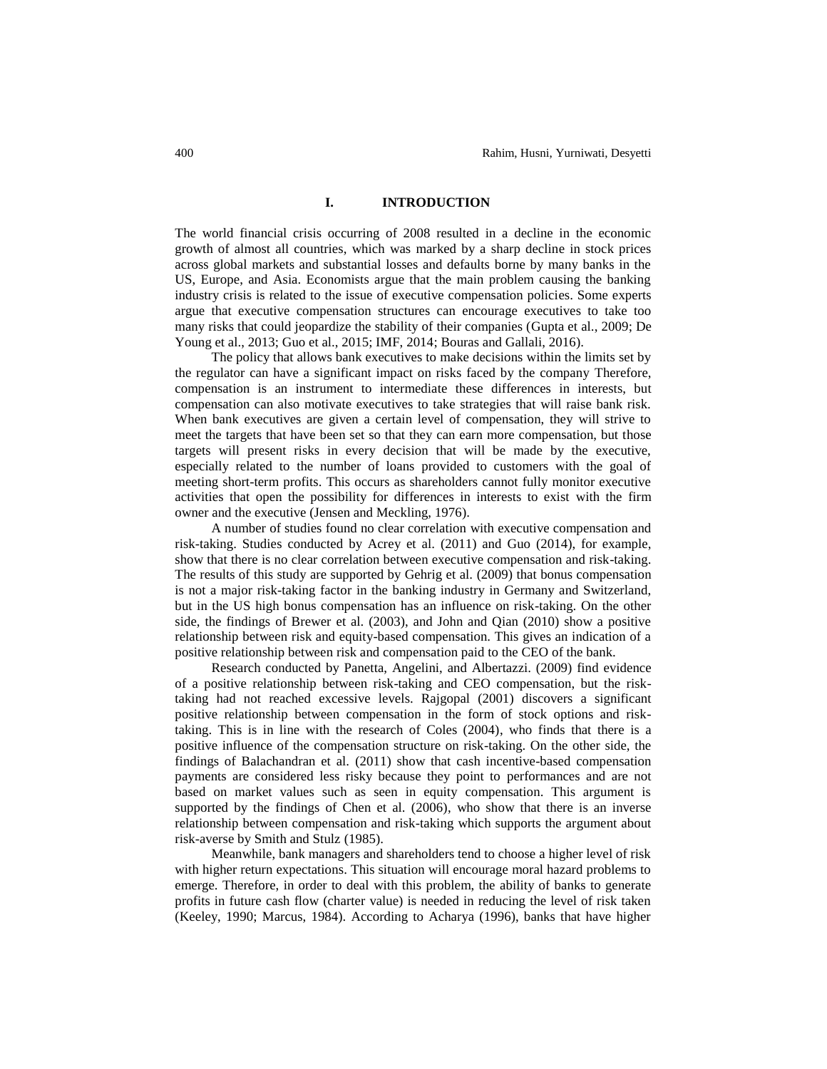# I. INTRODUCTION

The world financial crisis occurring of 2008 resulted in a decline in the economic growth of almost all countries, which was marked by a sharp decline in stock prices across global markets and substantial losses and defaults borne by many banks in the US, Europe, and Asia. Economists argue that the main problem causing the banking industry crisis is related to the issue of executive compensation policies. Some experts argue that executive compensation structures can encourage executives to take too many risks that could jeopardize the stability of their companies (Gupta et al., 2009; De Young et al., 2013; Guo et al., 2015; IMF, 2014; Bouras and Gallali, 2016).

The policy that allows bank executives to make decisions within the limits set by the regulator can have a significant impact on risks faced by the company Therefore, compensation is an instrument to intermediate these differences in interests, but compensation can also motivate executives to take strategies that will raise bank risk. When bank executives are given a certain level of compensation, they will strive to meet the targets that have been set so that they can earn more compensation, but those targets will present risks in every decision that will be made by the executive, especially related to the number of loans provided to customers with the goal of meeting short-term profits. This occurs as shareholders cannot fully monitor executive activities that open the possibility for differences in interests to exist with the firm owner and the executive (Jensen and Meckling, 1976).

A number of studies found no clear correlation with executive compensation and risk-taking. Studies conducted by Acrey et al. (2011) and Guo (2014), for example, show that there is no clear correlation between executive compensation and risk-taking. The results of this study are supported by Gehrig et al. (2009) that bonus compensation is not a major risk-taking factor in the banking industry in Germany and Switzerland, but in the US high bonus compensation has an influence on risk-taking. On the other side, the findings of Brewer et al. (2003), and John and Qian (2010) show a positive relationship between risk and equity-based compensation. This gives an indication of a positive relationship between risk and compensation paid to the CEO of the bank.

Research conducted by Panetta, Angelini, and Albertazzi. (2009) find evidence of a positive relationship between risk-taking and CEO compensation, but the risk-taking had not reached excessive levels. Rajgopal (2001) discovers a significant positive relationship between compensation in the form of stock options and risk-taking. This is in line with the research of Coles (2004), who finds that there is a positive influence of the compensation structure on risk-taking. On the other side, the findings of Balachandran et al. (2011) show that cash incentive-based compensation payments are considered less risky because they point to performances and are not based on market values such as seen in equity compensation. This argument is supported by the findings of Chen et al. (2006), who show that there is an inverse relationship between compensation and risk-taking which supports the argument about risk-averse by Smith and Stulz (1985).

Meanwhile, bank managers and shareholders tend to choose a higher level of risk with higher return expectations. This situation will encourage moral hazard problems to emerge. Therefore, in order to deal with this problem, the ability of banks to generate profits in future cash flow (charter value) is needed in reducing the level of risk taken (Keeley, 1990; Marcus, 1984). According to Acharya (1996), banks that have higher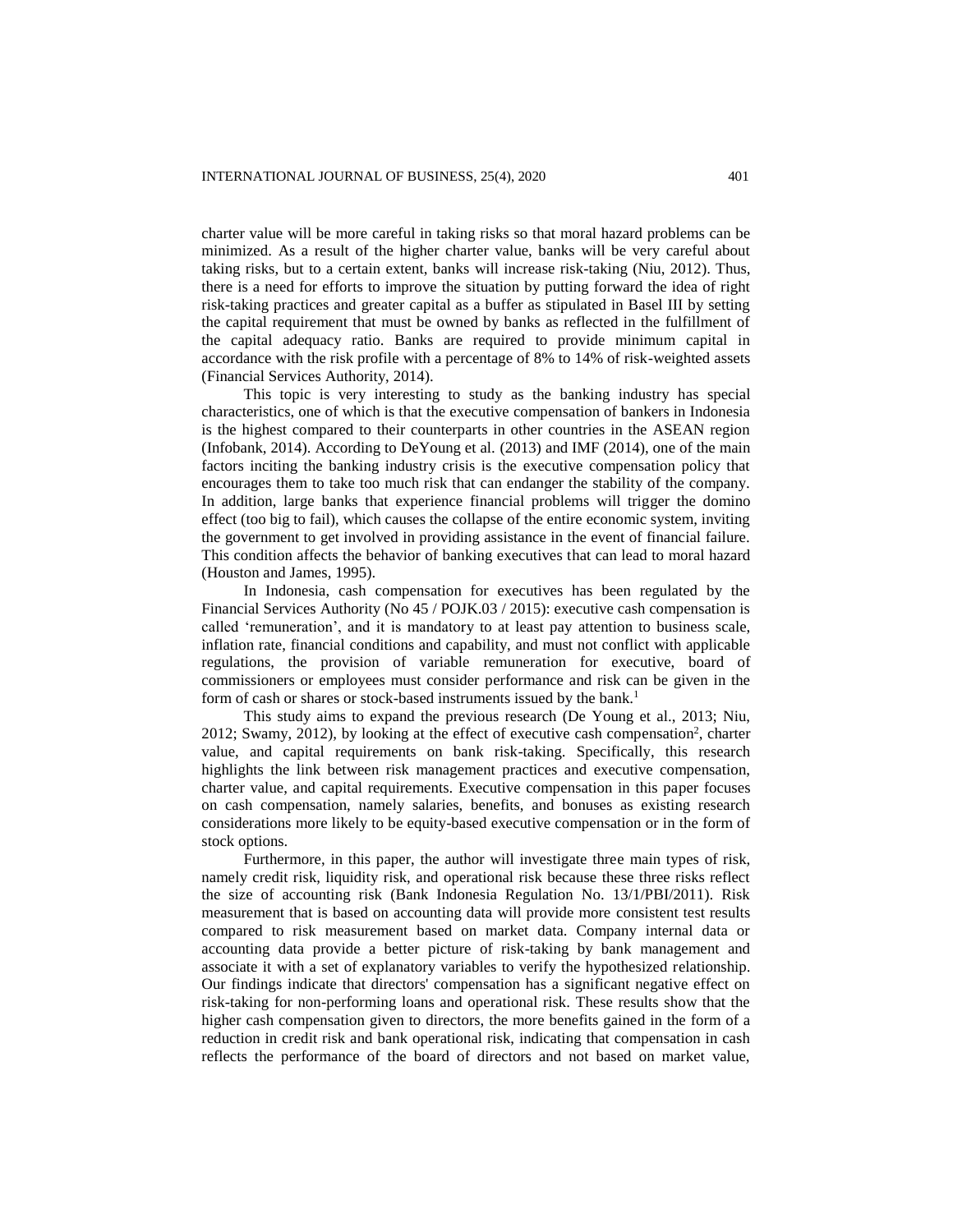charter value will be more careful in taking risks so that moral hazard problems can be minimized. As a result of the higher charter value, banks will be very careful about taking risks, but to a certain extent, banks will increase risk-taking (Niu, 2012). Thus, there is a need for efforts to improve the situation by putting forward the idea of right risk-taking practices and greater capital as a buffer as stipulated in Basel III by setting the capital requirement that must be owned by banks as reflected in the fulfillment of the capital adequacy ratio. Banks are required to provide minimum capital in accordance with the risk profile with a percentage of 8% to 14% of risk-weighted assets (Financial Services Authority, 2014).

This topic is very interesting to study as the banking industry has special characteristics, one of which is that the executive compensation of bankers in Indonesia is the highest compared to their counterparts in other countries in the ASEAN region (Infobank, 2014). According to DeYoung et al. (2013) and IMF (2014), one of the main factors inciting the banking industry crisis is the executive compensation policy that encourages them to take too much risk that can endanger the stability of the company. In addition, large banks that experience financial problems will trigger the domino effect (too big to fail), which causes the collapse of the entire economic system, inviting the government to get involved in providing assistance in the event of financial failure. This condition affects the behavior of banking executives that can lead to moral hazard (Houston and James, 1995).

In Indonesia, cash compensation for executives has been regulated by the Financial Services Authority (No 45 / POJK.03 / 2015): executive cash compensation is called 'remuneration', and it is mandatory to at least pay attention to business scale, inflation rate, financial conditions and capability, and must not conflict with applicable regulations, the provision of variable remuneration for executive, board of commissioners or employees must consider performance and risk can be given in the form of cash or shares or stock-based instruments issued by the bank.[1]

This study aims to expand the previous research (De Young et al., 2013; Niu, 2012; Swamy, 2012), by looking at the effect of executive cash compensation[2], charter value, and capital requirements on bank risk-taking. Specifically, this research highlights the link between risk management practices and executive compensation, charter value, and capital requirements. Executive compensation in this paper focuses on cash compensation, namely salaries, benefits, and bonuses as existing research considerations more likely to be equity-based executive compensation or in the form of stock options.

Furthermore, in this paper, the author will investigate three main types of risk, namely credit risk, liquidity risk, and operational risk because these three risks reflect the size of accounting risk (Bank Indonesia Regulation No. 13/1/PBI/2011). Risk measurement that is based on accounting data will provide more consistent test results compared to risk measurement based on market data. Company internal data or accounting data provide a better picture of risk-taking by bank management and associate it with a set of explanatory variables to verify the hypothesized relationship. Our findings indicate that directors' compensation has a significant negative effect on risk-taking for non-performing loans and operational risk. These results show that the higher cash compensation given to directors, the more benefits gained in the form of a reduction in credit risk and bank operational risk, indicating that compensation in cash reflects the performance of the board of directors and not based on market value,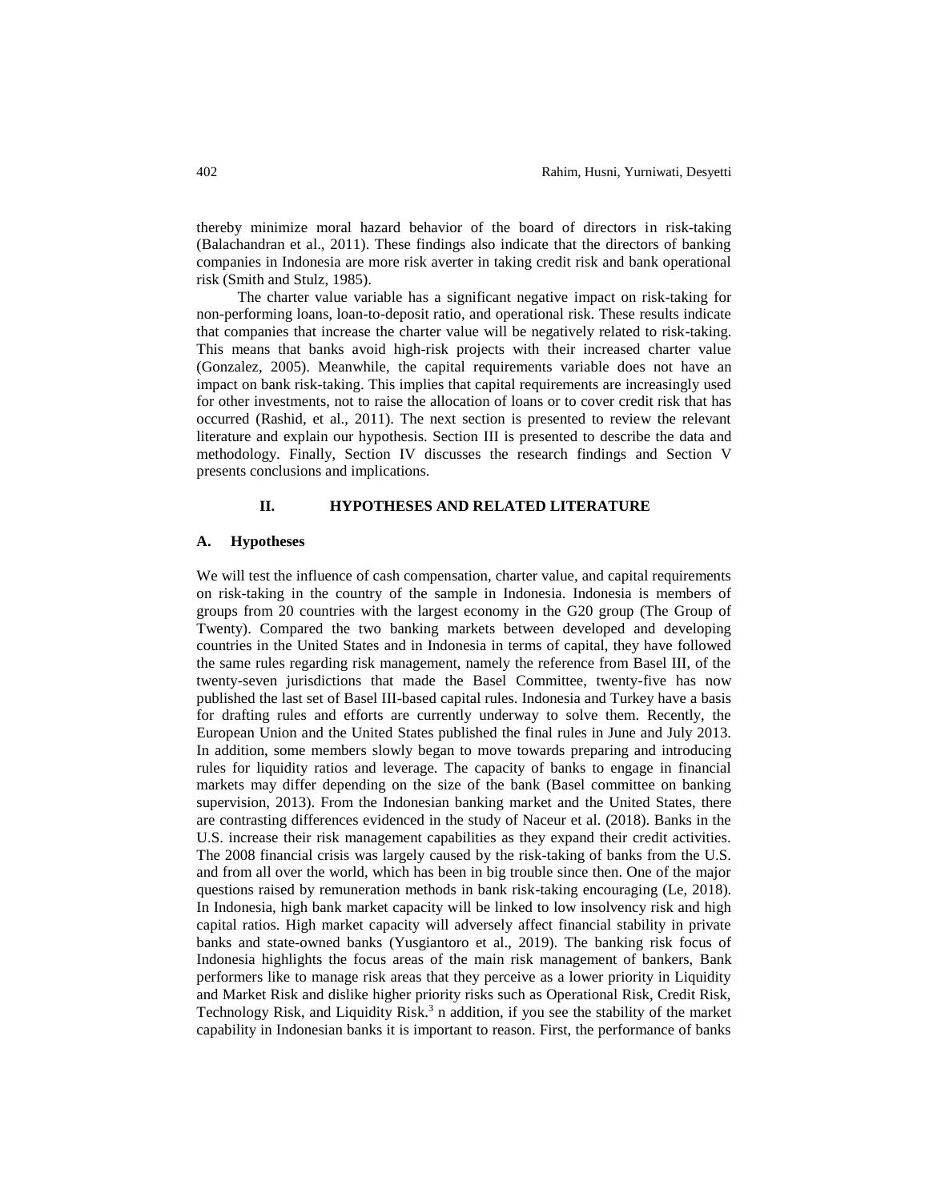thereby minimize moral hazard behavior of the board of directors in risk-taking (Balachandran et al., 2011). These findings also indicate that the directors of banking companies in Indonesia are more risk averter in taking credit risk and bank operational risk (Smith and Stulz, 1985).

The charter value variable has a significant negative impact on risk-taking for non-performing loans, loan-to-deposit ratio, and operational risk. These results indicate that companies that increase the charter value will be negatively related to risk-taking. This means that banks avoid high-risk projects with their increased charter value (Gonzalez, 2005). Meanwhile, the capital requirements variable does not have an impact on bank risk-taking. This implies that capital requirements are increasingly used for other investments, not to raise the allocation of loans or to cover credit risk that has occurred (Rashid, et al., 2011). The next section is presented to review the relevant literature and explain our hypothesis. Section III is presented to describe the data and methodology. Finally, Section IV discusses the research findings and Section V presents conclusions and implications.

## II. HYPOTHESES AND RELATED LITERATURE

### A. Hypotheses

We will test the influence of cash compensation, charter value, and capital requirements on risk-taking in the country of the sample in Indonesia. Indonesia is members of groups from 20 countries with the largest economy in the G20 group (The Group of Twenty). Compared the two banking markets between developed and developing countries in the United States and in Indonesia in terms of capital, they have followed the same rules regarding risk management, namely the reference from Basel III, of the twenty-seven jurisdictions that made the Basel Committee, twenty-five has now published the last set of Basel III-based capital rules. Indonesia and Turkey have a basis for drafting rules and efforts are currently underway to solve them. Recently, the European Union and the United States published the final rules in June and July 2013. In addition, some members slowly began to move towards preparing and introducing rules for liquidity ratios and leverage. The capacity of banks to engage in financial markets may differ depending on the size of the bank (Basel committee on banking supervision, 2013). From the Indonesian banking market and the United States, there are contrasting differences evidenced in the study of Naceur et al. (2018). Banks in the U.S. increase their risk management capabilities as they expand their credit activities. The 2008 financial crisis was largely caused by the risk-taking of banks from the U.S. and from all over the world, which has been in big trouble since then. One of the major questions raised by remuneration methods in bank risk-taking encouraging (Le, 2018). In Indonesia, high bank market capacity will be linked to low insolvency risk and high capital ratios. High market capacity will adversely affect financial stability in private banks and state-owned banks (Yusgiantoro et al., 2019). The banking risk focus of Indonesia highlights the focus areas of the main risk management of bankers, Bank performers like to manage risk areas that they perceive as a lower priority in Liquidity and Market Risk and dislike higher priority risks such as Operational Risk, Credit Risk, Technology Risk, and Liquidity Risk.[3] n addition, if you see the stability of the market capability in Indonesian banks it is important to reason. First, the performance of banks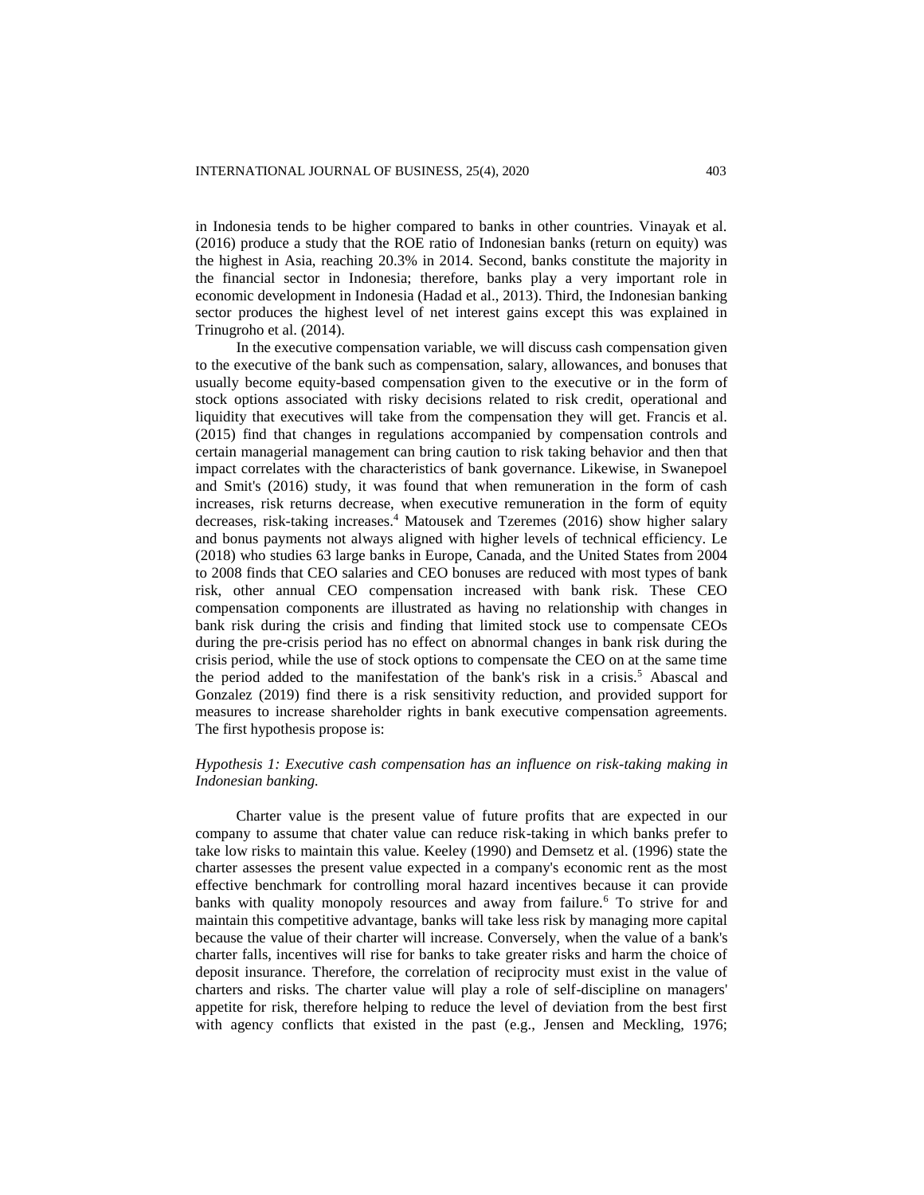in Indonesia tends to be higher compared to banks in other countries. Vinayak et al. (2016) produce a study that the ROE ratio of Indonesian banks (return on equity) was the highest in Asia, reaching 20.3% in 2014. Second, banks constitute the majority in the financial sector in Indonesia; therefore, banks play a very important role in economic development in Indonesia (Hadad et al., 2013). Third, the Indonesian banking sector produces the highest level of net interest gains except this was explained in Trinugroho et al. (2014).

In the executive compensation variable, we will discuss cash compensation given to the executive of the bank such as compensation, salary, allowances, and bonuses that usually become equity-based compensation given to the executive or in the form of stock options associated with risky decisions related to risk credit, operational and liquidity that executives will take from the compensation they will get. Francis et al. (2015) find that changes in regulations accompanied by compensation controls and certain managerial management can bring caution to risk taking behavior and then that impact correlates with the characteristics of bank governance. Likewise, in Swanepoel and Smit's (2016) study, it was found that when remuneration in the form of cash increases, risk returns decrease, when executive remuneration in the form of equity decreases, risk-taking increases.[4] Matousek and Tzeremes (2016) show higher salary and bonus payments not always aligned with higher levels of technical efficiency. Le (2018) who studies 63 large banks in Europe, Canada, and the United States from 2004 to 2008 finds that CEO salaries and CEO bonuses are reduced with most types of bank risk, other annual CEO compensation increased with bank risk. These CEO compensation components are illustrated as having no relationship with changes in bank risk during the crisis and finding that limited stock use to compensate CEOs during the pre-crisis period has no effect on abnormal changes in bank risk during the crisis period, while the use of stock options to compensate the CEO on at the same time the period added to the manifestation of the bank's risk in a crisis.[5] Abascal and Gonzalez (2019) find there is a risk sensitivity reduction, and provided support for measures to increase shareholder rights in bank executive compensation agreements. The first hypothesis propose is:

*Hypothesis 1: Executive cash compensation has an influence on risk-taking making in Indonesian banking.*

Charter value is the present value of future profits that are expected in our company to assume that chater value can reduce risk-taking in which banks prefer to take low risks to maintain this value. Keeley (1990) and Demsetz et al. (1996) state the charter assesses the present value expected in a company's economic rent as the most effective benchmark for controlling moral hazard incentives because it can provide banks with quality monopoly resources and away from failure.[6] To strive for and maintain this competitive advantage, banks will take less risk by managing more capital because the value of their charter will increase. Conversely, when the value of a bank's charter falls, incentives will rise for banks to take greater risks and harm the choice of deposit insurance. Therefore, the correlation of reciprocity must exist in the value of charters and risks. The charter value will play a role of self-discipline on managers' appetite for risk, therefore helping to reduce the level of deviation from the best first with agency conflicts that existed in the past (e.g., Jensen and Meckling, 1976;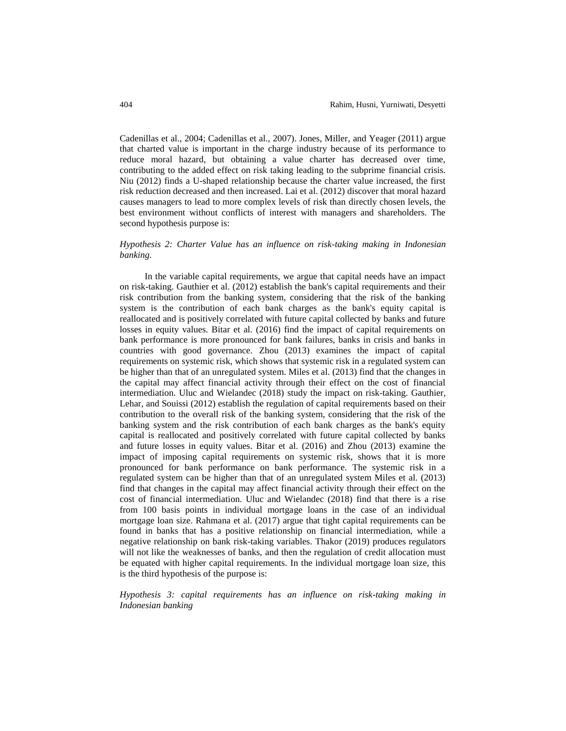Cadenillas et al., 2004; Cadenillas et al., 2007). Jones, Miller, and Yeager (2011) argue that charted value is important in the charge industry because of its performance to reduce moral hazard, but obtaining a value charter has decreased over time, contributing to the added effect on risk taking leading to the subprime financial crisis. Niu (2012) finds a U-shaped relationship because the charter value increased, the first risk reduction decreased and then increased. Lai et al. (2012) discover that moral hazard causes managers to lead to more complex levels of risk than directly chosen levels, the best environment without conflicts of interest with managers and shareholders. The second hypothesis purpose is:

*Hypothesis 2: Charter Value has an influence on risk-taking making in Indonesian banking.*

In the variable capital requirements, we argue that capital needs have an impact on risk-taking. Gauthier et al. (2012) establish the bank's capital requirements and their risk contribution from the banking system, considering that the risk of the banking system is the contribution of each bank charges as the bank's equity capital is reallocated and is positively correlated with future capital collected by banks and future losses in equity values. Bitar et al. (2016) find the impact of capital requirements on bank performance is more pronounced for bank failures, banks in crisis and banks in countries with good governance. Zhou (2013) examines the impact of capital requirements on systemic risk, which shows that systemic risk in a regulated system can be higher than that of an unregulated system. Miles et al. (2013) find that the changes in the capital may affect financial activity through their effect on the cost of financial intermediation. Uluc and Wielandec (2018) study the impact on risk-taking. Gauthier, Lehar, and Souissi (2012) establish the regulation of capital requirements based on their contribution to the overall risk of the banking system, considering that the risk of the banking system and the risk contribution of each bank charges as the bank's equity capital is reallocated and positively correlated with future capital collected by banks and future losses in equity values. Bitar et al. (2016) and Zhou (2013) examine the impact of imposing capital requirements on systemic risk, shows that it is more pronounced for bank performance on bank performance. The systemic risk in a regulated system can be higher than that of an unregulated system Miles et al. (2013) find that changes in the capital may affect financial activity through their effect on the cost of financial intermediation. Uluc and Wielandec (2018) find that there is a rise from 100 basis points in individual mortgage loans in the case of an individual mortgage loan size. Rahmana et al. (2017) argue that tight capital requirements can be found in banks that has a positive relationship on financial intermediation, while a negative relationship on bank risk-taking variables. Thakor (2019) produces regulators will not like the weaknesses of banks, and then the regulation of credit allocation must be equated with higher capital requirements. In the individual mortgage loan size, this is the third hypothesis of the purpose is:

*Hypothesis 3: capital requirements has an influence on risk-taking making in Indonesian banking*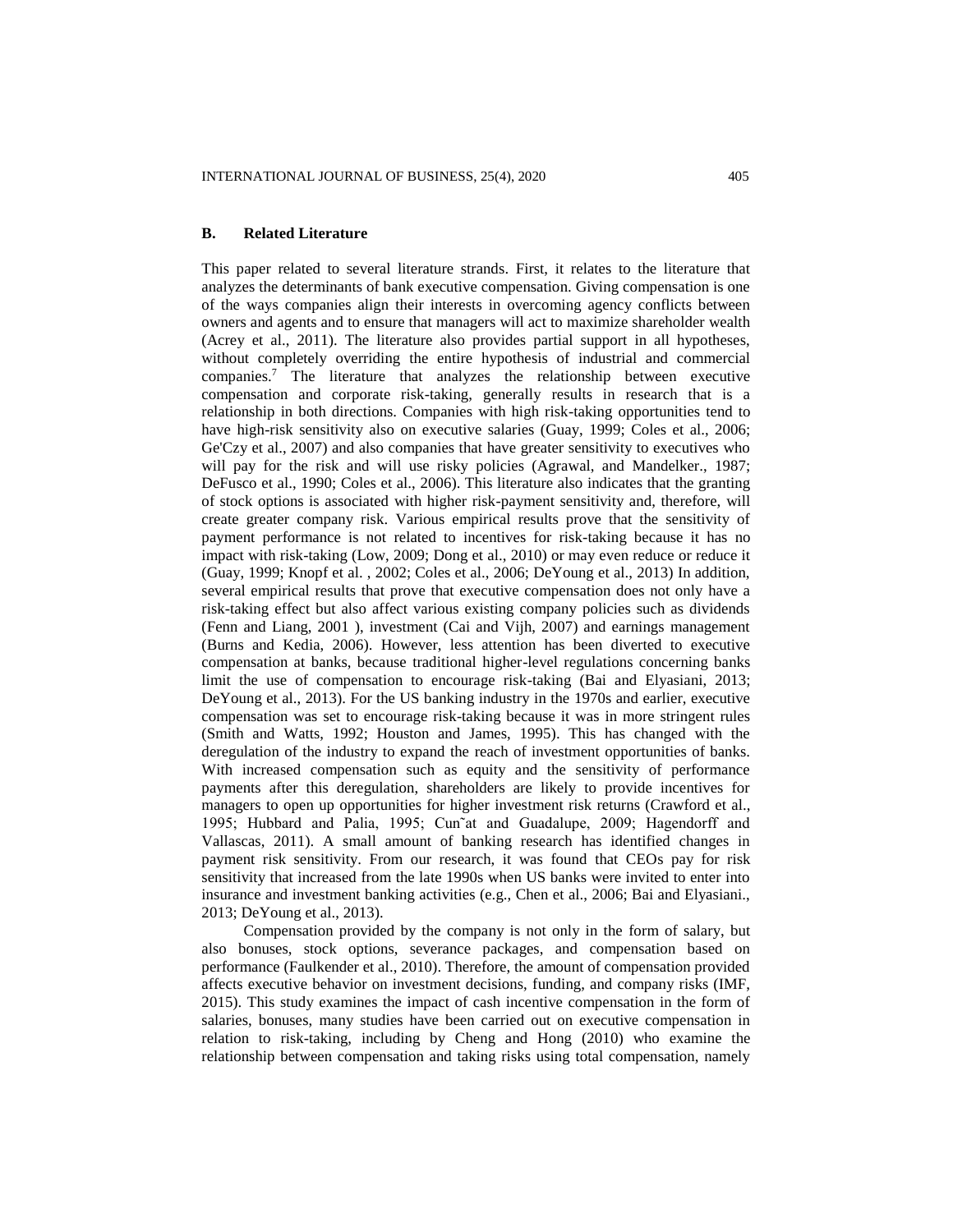### B. Related Literature

This paper related to several literature strands. First, it relates to the literature that analyzes the determinants of bank executive compensation. Giving compensation is one of the ways companies align their interests in overcoming agency conflicts between owners and agents and to ensure that managers will act to maximize shareholder wealth (Acrey et al., 2011). The literature also provides partial support in all hypotheses, without completely overriding the entire hypothesis of industrial and commercial companies.[7] The literature that analyzes the relationship between executive compensation and corporate risk-taking, generally results in research that is a relationship in both directions. Companies with high risk-taking opportunities tend to have high-risk sensitivity also on executive salaries (Guay, 1999; Coles et al., 2006; Ge'Czy et al., 2007) and also companies that have greater sensitivity to executives who will pay for the risk and will use risky policies (Agrawal, and Mandelker., 1987; DeFusco et al., 1990; Coles et al., 2006). This literature also indicates that the granting of stock options is associated with higher risk-payment sensitivity and, therefore, will create greater company risk. Various empirical results prove that the sensitivity of payment performance is not related to incentives for risk-taking because it has no impact with risk-taking (Low, 2009; Dong et al., 2010) or may even reduce or reduce it (Guay, 1999; Knopf et al. , 2002; Coles et al., 2006; DeYoung et al., 2013) In addition, several empirical results that prove that executive compensation does not only have a risk-taking effect but also affect various existing company policies such as dividends (Fenn and Liang, 2001 ), investment (Cai and Vijh, 2007) and earnings management (Burns and Kedia, 2006). However, less attention has been diverted to executive compensation at banks, because traditional higher-level regulations concerning banks limit the use of compensation to encourage risk-taking (Bai and Elyasiani, 2013; DeYoung et al., 2013). For the US banking industry in the 1970s and earlier, executive compensation was set to encourage risk-taking because it was in more stringent rules (Smith and Watts, 1992; Houston and James, 1995). This has changed with the deregulation of the industry to expand the reach of investment opportunities of banks. With increased compensation such as equity and the sensitivity of performance payments after this deregulation, shareholders are likely to provide incentives for managers to open up opportunities for higher investment risk returns (Crawford et al., 1995; Hubbard and Palia, 1995; Cun˜at and Guadalupe, 2009; Hagendorff and Vallascas, 2011). A small amount of banking research has identified changes in payment risk sensitivity. From our research, it was found that CEOs pay for risk sensitivity that increased from the late 1990s when US banks were invited to enter into insurance and investment banking activities (e.g., Chen et al., 2006; Bai and Elyasiani., 2013; DeYoung et al., 2013).

Compensation provided by the company is not only in the form of salary, but also bonuses, stock options, severance packages, and compensation based on performance (Faulkender et al., 2010). Therefore, the amount of compensation provided affects executive behavior on investment decisions, funding, and company risks (IMF, 2015). This study examines the impact of cash incentive compensation in the form of salaries, bonuses, many studies have been carried out on executive compensation in relation to risk-taking, including by Cheng and Hong (2010) who examine the relationship between compensation and taking risks using total compensation, namely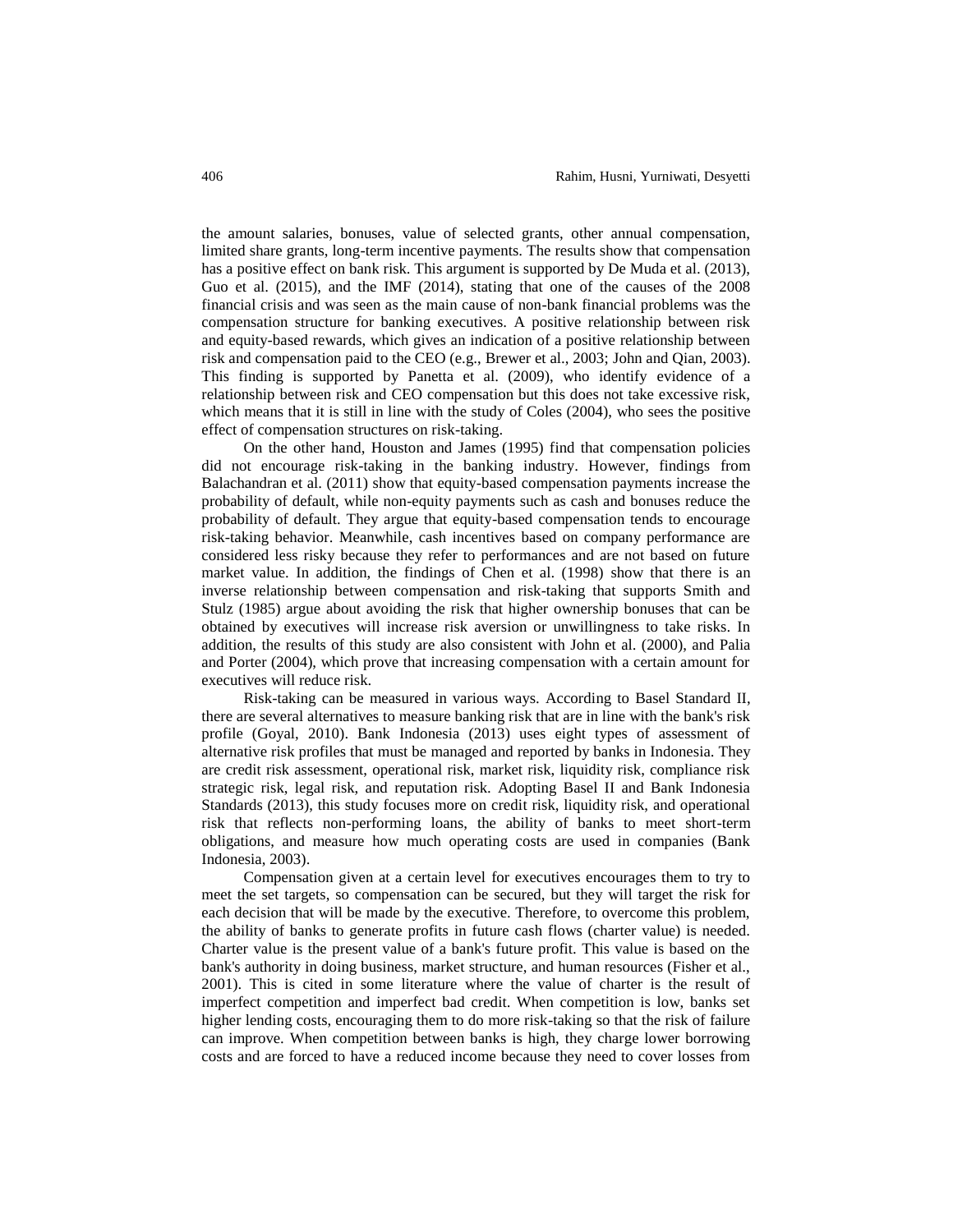the amount salaries, bonuses, value of selected grants, other annual compensation, limited share grants, long-term incentive payments. The results show that compensation has a positive effect on bank risk. This argument is supported by De Muda et al. (2013), Guo et al. (2015), and the IMF (2014), stating that one of the causes of the 2008 financial crisis and was seen as the main cause of non-bank financial problems was the compensation structure for banking executives. A positive relationship between risk and equity-based rewards, which gives an indication of a positive relationship between risk and compensation paid to the CEO (e.g., Brewer et al., 2003; John and Qian, 2003). This finding is supported by Panetta et al. (2009), who identify evidence of a relationship between risk and CEO compensation but this does not take excessive risk, which means that it is still in line with the study of Coles (2004), who sees the positive effect of compensation structures on risk-taking.

On the other hand, Houston and James (1995) find that compensation policies did not encourage risk-taking in the banking industry. However, findings from Balachandran et al. (2011) show that equity-based compensation payments increase the probability of default, while non-equity payments such as cash and bonuses reduce the probability of default. They argue that equity-based compensation tends to encourage risk-taking behavior. Meanwhile, cash incentives based on company performance are considered less risky because they refer to performances and are not based on future market value. In addition, the findings of Chen et al. (1998) show that there is an inverse relationship between compensation and risk-taking that supports Smith and Stulz (1985) argue about avoiding the risk that higher ownership bonuses that can be obtained by executives will increase risk aversion or unwillingness to take risks. In addition, the results of this study are also consistent with John et al. (2000), and Palia and Porter (2004), which prove that increasing compensation with a certain amount for executives will reduce risk.

Risk-taking can be measured in various ways. According to Basel Standard II, there are several alternatives to measure banking risk that are in line with the bank's risk profile (Goyal, 2010). Bank Indonesia (2013) uses eight types of assessment of alternative risk profiles that must be managed and reported by banks in Indonesia. They are credit risk assessment, operational risk, market risk, liquidity risk, compliance risk strategic risk, legal risk, and reputation risk. Adopting Basel II and Bank Indonesia Standards (2013), this study focuses more on credit risk, liquidity risk, and operational risk that reflects non-performing loans, the ability of banks to meet short-term obligations, and measure how much operating costs are used in companies (Bank Indonesia, 2003).

Compensation given at a certain level for executives encourages them to try to meet the set targets, so compensation can be secured, but they will target the risk for each decision that will be made by the executive. Therefore, to overcome this problem, the ability of banks to generate profits in future cash flows (charter value) is needed. Charter value is the present value of a bank's future profit. This value is based on the bank's authority in doing business, market structure, and human resources (Fisher et al., 2001). This is cited in some literature where the value of charter is the result of imperfect competition and imperfect bad credit. When competition is low, banks set higher lending costs, encouraging them to do more risk-taking so that the risk of failure can improve. When competition between banks is high, they charge lower borrowing costs and are forced to have a reduced income because they need to cover losses from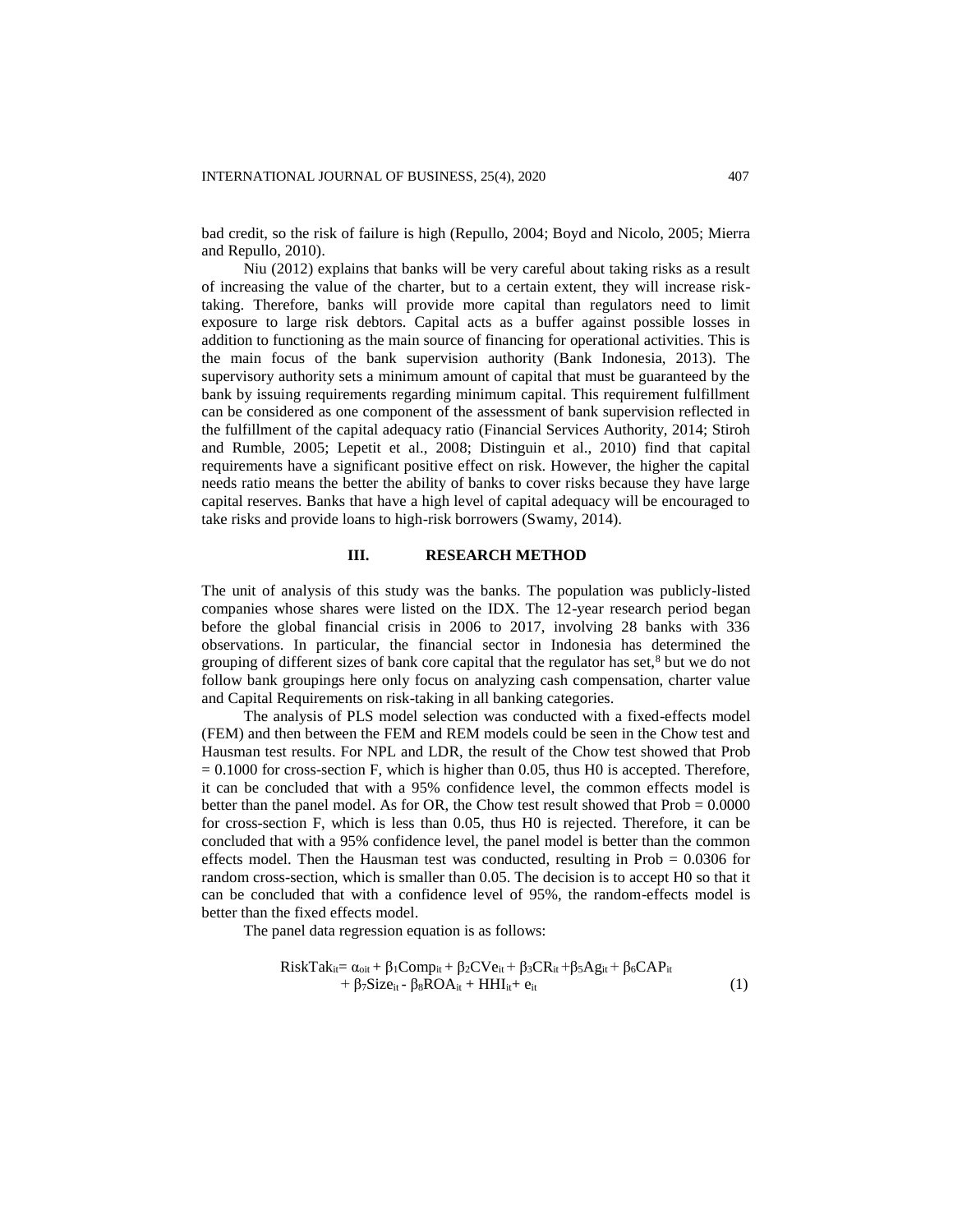bad credit, so the risk of failure is high (Repullo, 2004; Boyd and Nicolo, 2005; Mierra and Repullo, 2010).

Niu (2012) explains that banks will be very careful about taking risks as a result of increasing the value of the charter, but to a certain extent, they will increase risk-taking. Therefore, banks will provide more capital than regulators need to limit exposure to large risk debtors. Capital acts as a buffer against possible losses in addition to functioning as the main source of financing for operational activities. This is the main focus of the bank supervision authority (Bank Indonesia, 2013). The supervisory authority sets a minimum amount of capital that must be guaranteed by the bank by issuing requirements regarding minimum capital. This requirement fulfillment can be considered as one component of the assessment of bank supervision reflected in the fulfillment of the capital adequacy ratio (Financial Services Authority, 2014; Stiroh and Rumble, 2005; Lepetit et al., 2008; Distinguin et al., 2010) find that capital requirements have a significant positive effect on risk. However, the higher the capital needs ratio means the better the ability of banks to cover risks because they have large capital reserves. Banks that have a high level of capital adequacy will be encouraged to take risks and provide loans to high-risk borrowers (Swamy, 2014).

## III. RESEARCH METHOD

The unit of analysis of this study was the banks. The population was publicly-listed companies whose shares were listed on the IDX. The 12-year research period began before the global financial crisis in 2006 to 2017, involving 28 banks with 336 observations. In particular, the financial sector in Indonesia has determined the grouping of different sizes of bank core capital that the regulator has set,[8] but we do not follow bank groupings here only focus on analyzing cash compensation, charter value and Capital Requirements on risk-taking in all banking categories.

The analysis of PLS model selection was conducted with a fixed-effects model (FEM) and then between the FEM and REM models could be seen in the Chow test and Hausman test results. For NPL and LDR, the result of the Chow test showed that Prob = 0.1000 for cross-section F, which is higher than 0.05, thus H0 is accepted. Therefore, it can be concluded that with a 95% confidence level, the common effects model is better than the panel model. As for OR, the Chow test result showed that Prob = 0.0000 for cross-section F, which is less than 0.05, thus H0 is rejected. Therefore, it can be concluded that with a 95% confidence level, the panel model is better than the common effects model. Then the Hausman test was conducted, resulting in Prob = 0.0306 for random cross-section, which is smaller than 0.05. The decision is to accept H0 so that it can be concluded that with a confidence level of 95%, the random-effects model is better than the fixed effects model.

The panel data regression equation is as follows:

$$RiskTak_{it} = \alpha_{oit} + \beta_1 Comp_{it} + \beta_2 CVe_{it} + \beta_3 CR_{it} + \beta_5 Ag_{it} + \beta_6 CAP_{it} + \beta_7 Size_{it} - \beta_8 ROA_{it} + HHI_{it} + e_{it} \quad (1)$$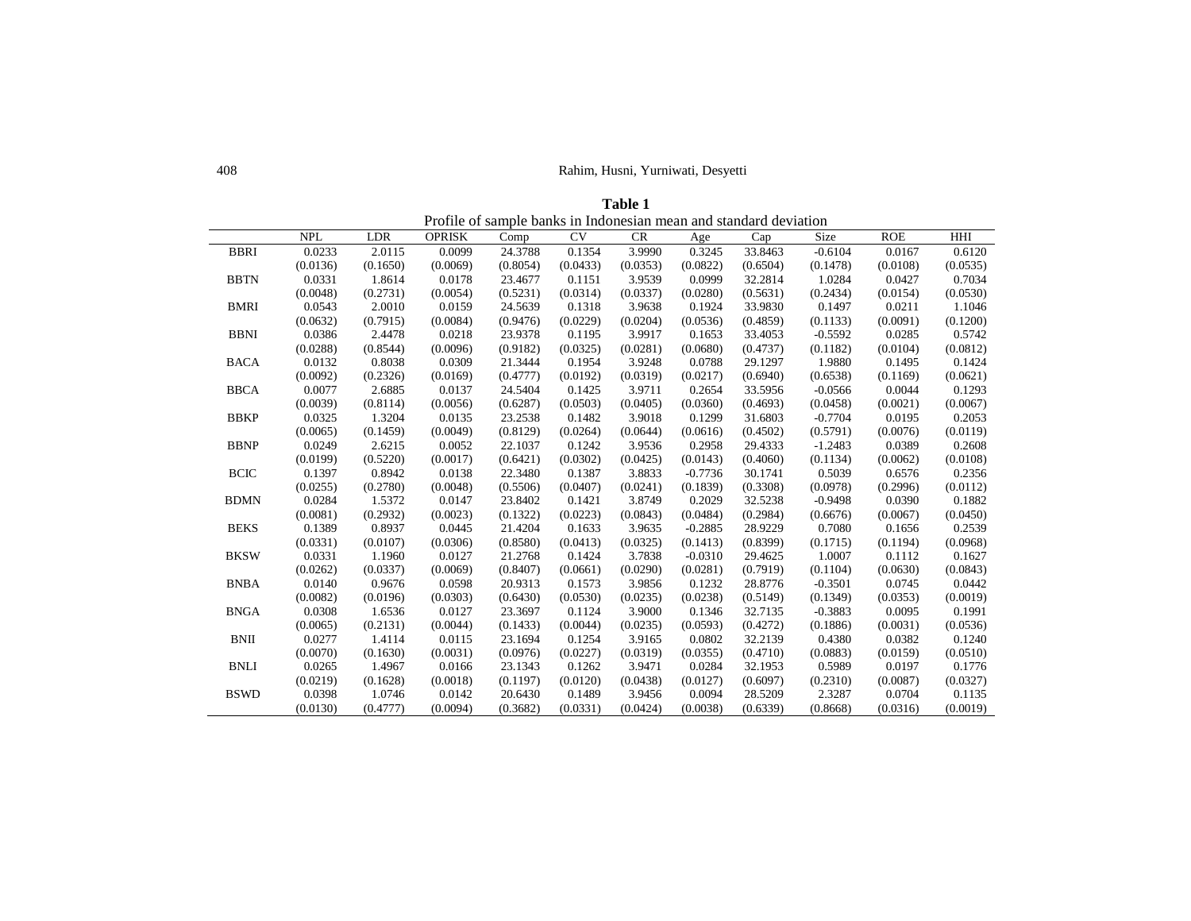**Table 1**

Profile of sample banks in Indonesian mean and standard deviation

| | NPL | LDR | OPRISK | Comp | CV | CR | Age | Cap | Size | ROE | HHI |
|---|---|---|---|---|---|---|---|---|---|---|---|
| BBRI | 0.0233 | 2.0115 | 0.0099 | 24.3788 | 0.1354 | 3.9990 | 0.3245 | 33.8463 | -0.6104 | 0.0167 | 0.6120 |
| | (0.0136) | (0.1650) | (0.0069) | (0.8054) | (0.0433) | (0.0353) | (0.0822) | (0.6504) | (0.1478) | (0.0108) | (0.0535) |
| BBTN | 0.0331 | 1.8614 | 0.0178 | 23.4677 | 0.1151 | 3.9539 | 0.0999 | 32.2814 | 1.0284 | 0.0427 | 0.7034 |
| | (0.0048) | (0.2731) | (0.0054) | (0.5231) | (0.0314) | (0.0337) | (0.0280) | (0.5631) | (0.2434) | (0.0154) | (0.0530) |
| BMRI | 0.0543 | 2.0010 | 0.0159 | 24.5639 | 0.1318 | 3.9638 | 0.1924 | 33.9830 | 0.1497 | 0.0211 | 1.1046 |
| | (0.0632) | (0.7915) | (0.0084) | (0.9476) | (0.0229) | (0.0204) | (0.0536) | (0.4859) | (0.1133) | (0.0091) | (0.1200) |
| BBNI | 0.0386 | 2.4478 | 0.0218 | 23.9378 | 0.1195 | 3.9917 | 0.1653 | 33.4053 | -0.5592 | 0.0285 | 0.5742 |
| | (0.0288) | (0.8544) | (0.0096) | (0.9182) | (0.0325) | (0.0281) | (0.0680) | (0.4737) | (0.1182) | (0.0104) | (0.0812) |
| BACA | 0.0132 | 0.8038 | 0.0309 | 21.3444 | 0.1954 | 3.9248 | 0.0788 | 29.1297 | 1.9880 | 0.1495 | 0.1424 |
| | (0.0092) | (0.2326) | (0.0169) | (0.4777) | (0.0192) | (0.0319) | (0.0217) | (0.6940) | (0.6538) | (0.1169) | (0.0621) |
| BBCA | 0.0077 | 2.6885 | 0.0137 | 24.5404 | 0.1425 | 3.9711 | 0.2654 | 33.5956 | -0.0566 | 0.0044 | 0.1293 |
| | (0.0039) | (0.8114) | (0.0056) | (0.6287) | (0.0503) | (0.0405) | (0.0360) | (0.4693) | (0.0458) | (0.0021) | (0.0067) |
| BBKP | 0.0325 | 1.3204 | 0.0135 | 23.2538 | 0.1482 | 3.9018 | 0.1299 | 31.6803 | -0.7704 | 0.0195 | 0.2053 |
| | (0.0065) | (0.1459) | (0.0049) | (0.8129) | (0.0264) | (0.0644) | (0.0616) | (0.4502) | (0.5791) | (0.0076) | (0.0119) |
| BBNP | 0.0249 | 2.6215 | 0.0052 | 22.1037 | 0.1242 | 3.9536 | 0.2958 | 29.4333 | -1.2483 | 0.0389 | 0.2608 |
| | (0.0199) | (0.5220) | (0.0017) | (0.6421) | (0.0302) | (0.0425) | (0.0143) | (0.4060) | (0.1134) | (0.0062) | (0.0108) |
| BCIC | 0.1397 | 0.8942 | 0.0138 | 22.3480 | 0.1387 | 3.8833 | -0.7736 | 30.1741 | 0.5039 | 0.6576 | 0.2356 |
| | (0.0255) | (0.2780) | (0.0048) | (0.5506) | (0.0407) | (0.0241) | (0.1839) | (0.3308) | (0.0978) | (0.2996) | (0.0112) |
| BDMN | 0.0284 | 1.5372 | 0.0147 | 23.8402 | 0.1421 | 3.8749 | 0.2029 | 32.5238 | -0.9498 | 0.0390 | 0.1882 |
| | (0.0081) | (0.2932) | (0.0023) | (0.1322) | (0.0223) | (0.0843) | (0.0484) | (0.2984) | (0.6676) | (0.0067) | (0.0450) |
| BEKS | 0.1389 | 0.8937 | 0.0445 | 21.4204 | 0.1633 | 3.9635 | -0.2885 | 28.9229 | 0.7080 | 0.1656 | 0.2539 |
| | (0.0331) | (0.0107) | (0.0306) | (0.8580) | (0.0413) | (0.0325) | (0.1413) | (0.8399) | (0.1715) | (0.1194) | (0.0968) |
| BKSW | 0.0331 | 1.1960 | 0.0127 | 21.2768 | 0.1424 | 3.7838 | -0.0310 | 29.4625 | 1.0007 | 0.1112 | 0.1627 |
| | (0.0262) | (0.0337) | (0.0069) | (0.8407) | (0.0661) | (0.0290) | (0.0281) | (0.7919) | (0.1104) | (0.0630) | (0.0843) |
| BNBA | 0.0140 | 0.9676 | 0.0598 | 20.9313 | 0.1573 | 3.9856 | 0.1232 | 28.8776 | -0.3501 | 0.0745 | 0.0442 |
| | (0.0082) | (0.0196) | (0.0303) | (0.6430) | (0.0530) | (0.0235) | (0.0238) | (0.5149) | (0.1349) | (0.0353) | (0.0019) |
| BNGA | 0.0308 | 1.6536 | 0.0127 | 23.3697 | 0.1124 | 3.9000 | 0.1346 | 32.7135 | -0.3883 | 0.0095 | 0.1991 |
| | (0.0065) | (0.2131) | (0.0044) | (0.1433) | (0.0044) | (0.0235) | (0.0593) | (0.4272) | (0.1886) | (0.0031) | (0.0536) |
| BNII | 0.0277 | 1.4114 | 0.0115 | 23.1694 | 0.1254 | 3.9165 | 0.0802 | 32.2139 | 0.4380 | 0.0382 | 0.1240 |
| | (0.0070) | (0.1630) | (0.0031) | (0.0976) | (0.0227) | (0.0319) | (0.0355) | (0.4710) | (0.0883) | (0.0159) | (0.0510) |
| BNLI | 0.0265 | 1.4967 | 0.0166 | 23.1343 | 0.1262 | 3.9471 | 0.0284 | 32.1953 | 0.5989 | 0.0197 | 0.1776 |
| | (0.0219) | (0.1628) | (0.0018) | (0.1197) | (0.0120) | (0.0438) | (0.0127) | (0.6097) | (0.2310) | (0.0087) | (0.0327) |
| BSWD | 0.0398 | 1.0746 | 0.0142 | 20.6430 | 0.1489 | 3.9456 | 0.0094 | 28.5209 | 2.3287 | 0.0704 | 0.1135 |
| | (0.0130) | (0.4777) | (0.0094) | (0.3682) | (0.0331) | (0.0424) | (0.0038) | (0.6339) | (0.8668) | (0.0316) | (0.0019) |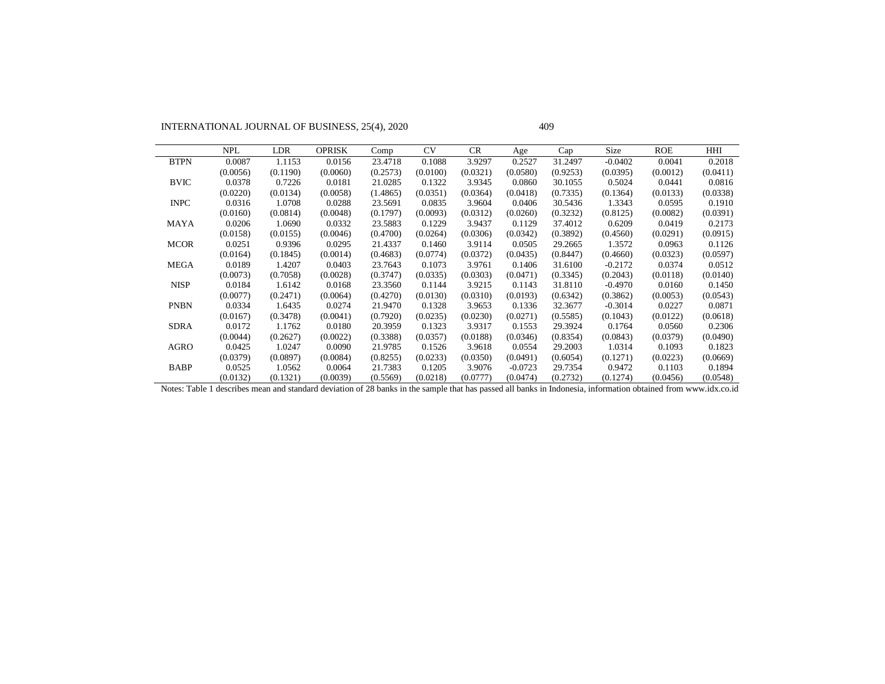|  | NPL | LDR | OPRISK | Comp | CV | CR | Age | Cap | Size | ROE | HHI |
|---|---|---|---|---|---|---|---|---|---|---|---|
| BTPN | 0.0087 | 1.1153 | 0.0156 | 23.4718 | 0.1088 | 3.9297 | 0.2527 | 31.2497 | -0.0402 | 0.0041 | 0.2018 |
|  | (0.0056) | (0.1190) | (0.0060) | (0.2573) | (0.0100) | (0.0321) | (0.0580) | (0.9253) | (0.0395) | (0.0012) | (0.0411) |
| BVIC | 0.0378 | 0.7226 | 0.0181 | 21.0285 | 0.1322 | 3.9345 | 0.0860 | 30.1055 | 0.5024 | 0.0441 | 0.0816 |
|  | (0.0220) | (0.0134) | (0.0058) | (1.4865) | (0.0351) | (0.0364) | (0.0418) | (0.7335) | (0.1364) | (0.0133) | (0.0338) |
| INPC | 0.0316 | 1.0708 | 0.0288 | 23.5691 | 0.0835 | 3.9604 | 0.0406 | 30.5436 | 1.3343 | 0.0595 | 0.1910 |
|  | (0.0160) | (0.0814) | (0.0048) | (0.1797) | (0.0093) | (0.0312) | (0.0260) | (0.3232) | (0.8125) | (0.0082) | (0.0391) |
| MAYA | 0.0206 | 1.0690 | 0.0332 | 23.5883 | 0.1229 | 3.9437 | 0.1129 | 37.4012 | 0.6209 | 0.0419 | 0.2173 |
|  | (0.0158) | (0.0155) | (0.0046) | (0.4700) | (0.0264) | (0.0306) | (0.0342) | (0.3892) | (0.4560) | (0.0291) | (0.0915) |
| MCOR | 0.0251 | 0.9396 | 0.0295 | 21.4337 | 0.1460 | 3.9114 | 0.0505 | 29.2665 | 1.3572 | 0.0963 | 0.1126 |
|  | (0.0164) | (0.1845) | (0.0014) | (0.4683) | (0.0774) | (0.0372) | (0.0435) | (0.8447) | (0.4660) | (0.0323) | (0.0597) |
| MEGA | 0.0189 | 1.4207 | 0.0403 | 23.7643 | 0.1073 | 3.9761 | 0.1406 | 31.6100 | -0.2172 | 0.0374 | 0.0512 |
|  | (0.0073) | (0.7058) | (0.0028) | (0.3747) | (0.0335) | (0.0303) | (0.0471) | (0.3345) | (0.2043) | (0.0118) | (0.0140) |
| NISP | 0.0184 | 1.6142 | 0.0168 | 23.3560 | 0.1144 | 3.9215 | 0.1143 | 31.8110 | -0.4970 | 0.0160 | 0.1450 |
|  | (0.0077) | (0.2471) | (0.0064) | (0.4270) | (0.0130) | (0.0310) | (0.0193) | (0.6342) | (0.3862) | (0.0053) | (0.0543) |
| PNBN | 0.0334 | 1.6435 | 0.0274 | 21.9470 | 0.1328 | 3.9653 | 0.1336 | 32.3677 | -0.3014 | 0.0227 | 0.0871 |
|  | (0.0167) | (0.3478) | (0.0041) | (0.7920) | (0.0235) | (0.0230) | (0.0271) | (0.5585) | (0.1043) | (0.0122) | (0.0618) |
| SDRA | 0.0172 | 1.1762 | 0.0180 | 20.3959 | 0.1323 | 3.9317 | 0.1553 | 29.3924 | 0.1764 | 0.0560 | 0.2306 |
|  | (0.0044) | (0.2627) | (0.0022) | (0.3388) | (0.0357) | (0.0188) | (0.0346) | (0.8354) | (0.0843) | (0.0379) | (0.0490) |
| AGRO | 0.0425 | 1.0247 | 0.0090 | 21.9785 | 0.1526 | 3.9618 | 0.0554 | 29.2003 | 1.0314 | 0.1093 | 0.1823 |
|  | (0.0379) | (0.0897) | (0.0084) | (0.8255) | (0.0233) | (0.0350) | (0.0491) | (0.6054) | (0.1271) | (0.0223) | (0.0669) |
| BABP | 0.0525 | 1.0562 | 0.0064 | 21.7383 | 0.1205 | 3.9076 | -0.0723 | 29.7354 | 0.9472 | 0.1103 | 0.1894 |
|  | (0.0132) | (0.1321) | (0.0039) | (0.5569) | (0.0218) | (0.0777) | (0.0474) | (0.2732) | (0.1274) | (0.0456) | (0.0548) |

Notes: Table 1 describes mean and standard deviation of 28 banks in the sample that has passed all banks in Indonesia, information obtained from www.idx.co.id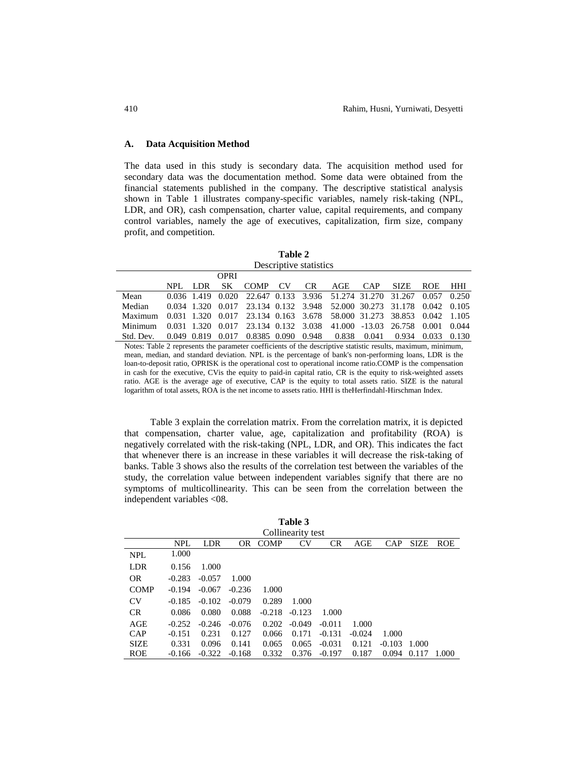### A. Data Acquisition Method

The data used in this study is secondary data. The acquisition method used for secondary data was the documentation method. Some data were obtained from the financial statements published in the company. The descriptive statistical analysis shown in Table 1 illustrates company-specific variables, namely risk-taking (NPL, LDR, and OR), cash compensation, charter value, capital requirements, and company control variables, namely the age of executives, capitalization, firm size, company profit, and competition.

**Table 2**
Descriptive statistics

| | NPL | LDR | OPRISK | COMP | CV | CR | AGE | CAP | SIZE | ROE | HHI |
|---|---|---|---|---|---|---|---|---|---|---|---|
| Mean | 0.036 | 1.419 | 0.020 | 22.647 | 0.133 | 3.936 | 51.274 | 31.270 | 31.267 | 0.057 | 0.250 |
| Median | 0.034 | 1.320 | 0.017 | 23.134 | 0.132 | 3.948 | 52.000 | 30.273 | 31.178 | 0.042 | 0.105 |
| Maximum | 0.031 | 1.320 | 0.017 | 23.134 | 0.163 | 3.678 | 58.000 | 31.273 | 38.853 | 0.042 | 1.105 |
| Minimum | 0.031 | 1.320 | 0.017 | 23.134 | 0.132 | 3.038 | 41.000 | -13.03 | 26.758 | 0.001 | 0.044 |
| Std. Dev. | 0.049 | 0.819 | 0.017 | 0.8385 | 0.090 | 0.948 | 0.838 | 0.041 | 0.934 | 0.033 | 0.130 |

Notes: Table 2 represents the parameter coefficients of the descriptive statistic results, maximum, minimum, mean, median, and standard deviation. NPL is the percentage of bank's non-performing loans, LDR is the loan-to-deposit ratio, OPRISK is the operational cost to operational income ratio.COMP is the compensation in cash for the executive, CVis the equity to paid-in capital ratio, CR is the equity to risk-weighted assets ratio. AGE is the average age of executive, CAP is the equity to total assets ratio. SIZE is the natural logarithm of total assets, ROA is the net income to assets ratio. HHI is theHerfindahl-Hirschman Index.

Table 3 explain the correlation matrix. From the correlation matrix, it is depicted that compensation, charter value, age, capitalization and profitability (ROA) is negatively correlated with the risk-taking (NPL, LDR, and OR). This indicates the fact that whenever there is an increase in these variables it will decrease the risk-taking of banks. Table 3 shows also the results of the correlation test between the variables of the study, the correlation value between independent variables signify that there are no symptoms of multicollinearity. This can be seen from the correlation between the independent variables <08.

**Table 3**
Collinearity test

| | NPL | LDR | OR | COMP | CV | CR | AGE | CAP | SIZE | ROE |
|---|---|---|---|---|---|---|---|---|---|---|
| NPL | 1.000 | | | | | | | | | |
| LDR | 0.156 | 1.000 | | | | | | | | |
| OR | -0.283 | -0.057 | 1.000 | | | | | | | |
| COMP | -0.194 | -0.067 | -0.236 | 1.000 | | | | | | |
| CV | -0.185 | -0.102 | -0.079 | 0.289 | 1.000 | | | | | |
| CR | 0.086 | 0.080 | 0.088 | -0.218 | -0.123 | 1.000 | | | | |
| AGE | -0.252 | -0.246 | -0.076 | 0.202 | -0.049 | -0.011 | 1.000 | | | |
| CAP | -0.151 | 0.231 | 0.127 | 0.066 | 0.171 | -0.131 | -0.024 | 1.000 | | |
| SIZE | 0.331 | 0.096 | 0.141 | 0.065 | 0.065 | -0.031 | 0.121 | -0.103 | 1.000 | |
| ROE | -0.166 | -0.322 | -0.168 | 0.332 | 0.376 | -0.197 | 0.187 | 0.094 | 0.117 | 1.000 |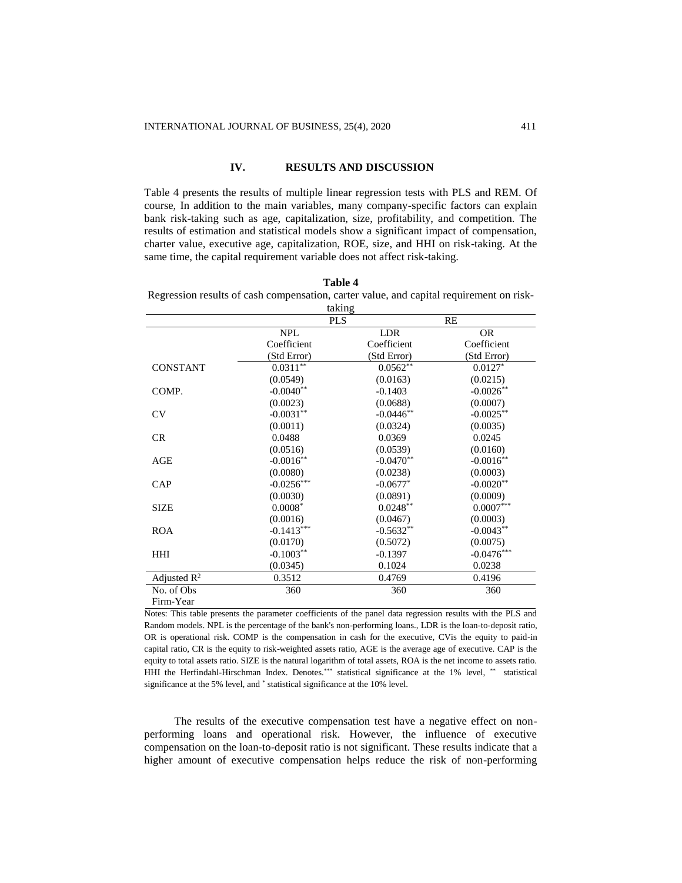## IV. RESULTS AND DISCUSSION

Table 4 presents the results of multiple linear regression tests with PLS and REM. Of course, In addition to the main variables, many company-specific factors can explain bank risk-taking such as age, capitalization, size, profitability, and competition. The results of estimation and statistical models show a significant impact of compensation, charter value, executive age, capitalization, ROE, size, and HHI on risk-taking. At the same time, the capital requirement variable does not affect risk-taking.

**Table 4**

Regression results of cash compensation, carter value, and capital requirement on risk-taking

| | PLS | | RE |
|---|---|---|---|
| | NPL | LDR | OR |
| | Coefficient | Coefficient | Coefficient |
| | (Std Error) | (Std Error) | (Std Error) |
| CONSTANT | 0.0311** | 0.0562** | 0.0127* |
| | (0.0549) | (0.0163) | (0.0215) |
| COMP. | -0.0040** | -0.1403 | -0.0026** |
| | (0.0023) | (0.0688) | (0.0007) |
| CV | -0.0031** | -0.0446** | -0.0025** |
| | (0.0011) | (0.0324) | (0.0035) |
| CR | 0.0488 | 0.0369 | 0.0245 |
| | (0.0516) | (0.0539) | (0.0160) |
| AGE | -0.0016** | -0.0470** | -0.0016** |
| | (0.0080) | (0.0238) | (0.0003) |
| CAP | -0.0256*** | -0.0677* | -0.0020** |
| | (0.0030) | (0.0891) | (0.0009) |
| SIZE | 0.0008* | 0.0248** | 0.0007*** |
| | (0.0016) | (0.0467) | (0.0003) |
| ROA | -0.1413*** | -0.5632** | -0.0043** |
| | (0.0170) | (0.5072) | (0.0075) |
| HHI | -0.1003** | -0.1397 | -0.0476*** |
| | (0.0345) | 0.1024 | 0.0238 |
| Adjusted $R^2$ | 0.3512 | 0.4769 | 0.4196 |
| No. of Obs Firm-Year | 360 | 360 | 360 |

Notes: This table presents the parameter coefficients of the panel data regression results with the PLS and Random models. NPL is the percentage of the bank's non-performing loans., LDR is the loan-to-deposit ratio, OR is operational risk. COMP is the compensation in cash for the executive, CVis the equity to paid-in capital ratio, CR is the equity to risk-weighted assets ratio, AGE is the average age of executive. CAP is the equity to total assets ratio. SIZE is the natural logarithm of total assets, ROA is the net income to assets ratio. HHI the Herfindahl-Hirschman Index. Denotes.*** statistical significance at the 1% level, ** statistical significance at the 5% level, and * statistical significance at the 10% level.

The results of the executive compensation test have a negative effect on non-performing loans and operational risk. However, the influence of executive compensation on the loan-to-deposit ratio is not significant. These results indicate that a higher amount of executive compensation helps reduce the risk of non-performing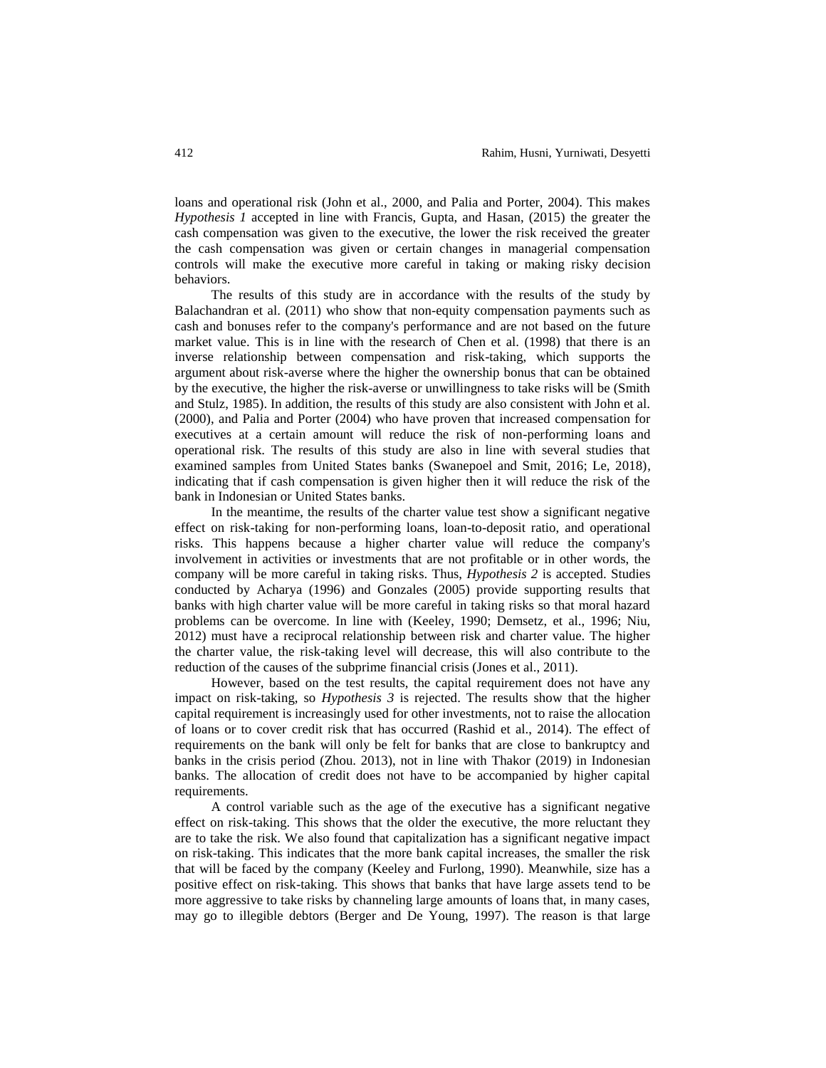loans and operational risk (John et al., 2000, and Palia and Porter, 2004). This makes *Hypothesis 1* accepted in line with Francis, Gupta, and Hasan, (2015) the greater the cash compensation was given to the executive, the lower the risk received the greater the cash compensation was given or certain changes in managerial compensation controls will make the executive more careful in taking or making risky decision behaviors.

The results of this study are in accordance with the results of the study by Balachandran et al. (2011) who show that non-equity compensation payments such as cash and bonuses refer to the company's performance and are not based on the future market value. This is in line with the research of Chen et al. (1998) that there is an inverse relationship between compensation and risk-taking, which supports the argument about risk-averse where the higher the ownership bonus that can be obtained by the executive, the higher the risk-averse or unwillingness to take risks will be (Smith and Stulz, 1985). In addition, the results of this study are also consistent with John et al. (2000), and Palia and Porter (2004) who have proven that increased compensation for executives at a certain amount will reduce the risk of non-performing loans and operational risk. The results of this study are also in line with several studies that examined samples from United States banks (Swanepoel and Smit, 2016; Le, 2018), indicating that if cash compensation is given higher then it will reduce the risk of the bank in Indonesian or United States banks.

In the meantime, the results of the charter value test show a significant negative effect on risk-taking for non-performing loans, loan-to-deposit ratio, and operational risks. This happens because a higher charter value will reduce the company's involvement in activities or investments that are not profitable or in other words, the company will be more careful in taking risks. Thus, *Hypothesis 2* is accepted. Studies conducted by Acharya (1996) and Gonzales (2005) provide supporting results that banks with high charter value will be more careful in taking risks so that moral hazard problems can be overcome. In line with (Keeley, 1990; Demsetz, et al., 1996; Niu, 2012) must have a reciprocal relationship between risk and charter value. The higher the charter value, the risk-taking level will decrease, this will also contribute to the reduction of the causes of the subprime financial crisis (Jones et al., 2011).

However, based on the test results, the capital requirement does not have any impact on risk-taking, so *Hypothesis 3* is rejected. The results show that the higher capital requirement is increasingly used for other investments, not to raise the allocation of loans or to cover credit risk that has occurred (Rashid et al., 2014). The effect of requirements on the bank will only be felt for banks that are close to bankruptcy and banks in the crisis period (Zhou. 2013), not in line with Thakor (2019) in Indonesian banks. The allocation of credit does not have to be accompanied by higher capital requirements.

A control variable such as the age of the executive has a significant negative effect on risk-taking. This shows that the older the executive, the more reluctant they are to take the risk. We also found that capitalization has a significant negative impact on risk-taking. This indicates that the more bank capital increases, the smaller the risk that will be faced by the company (Keeley and Furlong, 1990). Meanwhile, size has a positive effect on risk-taking. This shows that banks that have large assets tend to be more aggressive to take risks by channeling large amounts of loans that, in many cases, may go to illegible debtors (Berger and De Young, 1997). The reason is that large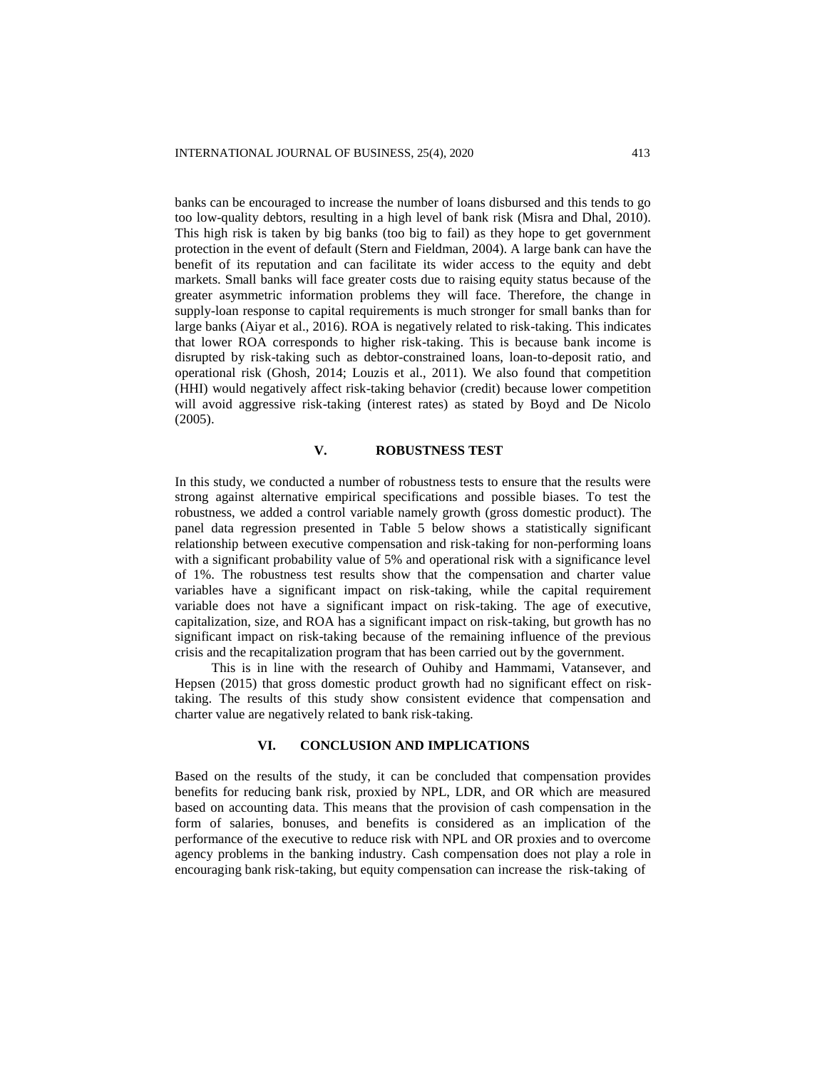banks can be encouraged to increase the number of loans disbursed and this tends to go too low-quality debtors, resulting in a high level of bank risk (Misra and Dhal, 2010). This high risk is taken by big banks (too big to fail) as they hope to get government protection in the event of default (Stern and Fieldman, 2004). A large bank can have the benefit of its reputation and can facilitate its wider access to the equity and debt markets. Small banks will face greater costs due to raising equity status because of the greater asymmetric information problems they will face. Therefore, the change in supply-loan response to capital requirements is much stronger for small banks than for large banks (Aiyar et al., 2016). ROA is negatively related to risk-taking. This indicates that lower ROA corresponds to higher risk-taking. This is because bank income is disrupted by risk-taking such as debtor-constrained loans, loan-to-deposit ratio, and operational risk (Ghosh, 2014; Louzis et al., 2011). We also found that competition (HHI) would negatively affect risk-taking behavior (credit) because lower competition will avoid aggressive risk-taking (interest rates) as stated by Boyd and De Nicolo (2005).

## V. ROBUSTNESS TEST

In this study, we conducted a number of robustness tests to ensure that the results were strong against alternative empirical specifications and possible biases. To test the robustness, we added a control variable namely growth (gross domestic product). The panel data regression presented in Table 5 below shows a statistically significant relationship between executive compensation and risk-taking for non-performing loans with a significant probability value of 5% and operational risk with a significance level of 1%. The robustness test results show that the compensation and charter value variables have a significant impact on risk-taking, while the capital requirement variable does not have a significant impact on risk-taking. The age of executive, capitalization, size, and ROA has a significant impact on risk-taking, but growth has no significant impact on risk-taking because of the remaining influence of the previous crisis and the recapitalization program that has been carried out by the government.

This is in line with the research of Ouhiby and Hammami, Vatansever, and Hepsen (2015) that gross domestic product growth had no significant effect on risk-taking. The results of this study show consistent evidence that compensation and charter value are negatively related to bank risk-taking.

## VI. CONCLUSION AND IMPLICATIONS

Based on the results of the study, it can be concluded that compensation provides benefits for reducing bank risk, proxied by NPL, LDR, and OR which are measured based on accounting data. This means that the provision of cash compensation in the form of salaries, bonuses, and benefits is considered as an implication of the performance of the executive to reduce risk with NPL and OR proxies and to overcome agency problems in the banking industry. Cash compensation does not play a role in encouraging bank risk-taking, but equity compensation can increase the risk-taking of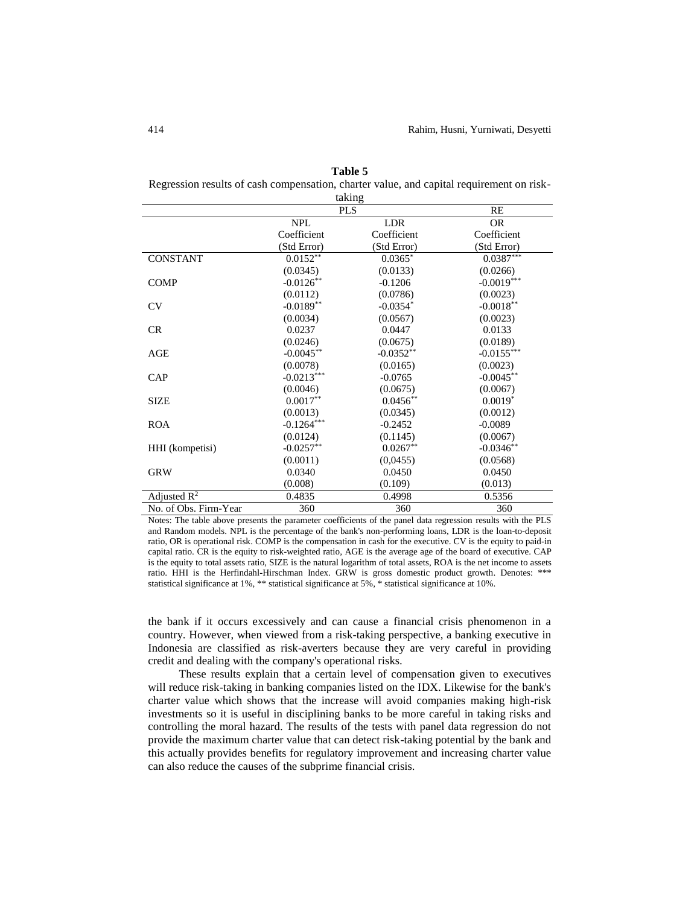**Table 5**

Regression results of cash compensation, charter value, and capital requirement on risk-taking

| | PLS | | RE |
|---|---|---|---|
| | NPL | LDR | OR |
| | Coefficient | Coefficient | Coefficient |
| | (Std Error) | (Std Error) | (Std Error) |
| CONSTANT | $0.0152^{**}$ | $0.0365^{*}$ | $0.0387^{***}$ |
| | (0.0345) | (0.0133) | (0.0266) |
| COMP | $-0.0126^{**}$ | -0.1206 | $-0.0019^{***}$ |
| | (0.0112) | (0.0786) | (0.0023) |
| CV | $-0.0189^{**}$ | $-0.0354^{*}$ | $-0.0018^{**}$ |
| | (0.0034) | (0.0567) | (0.0023) |
| CR | 0.0237 | 0.0447 | 0.0133 |
| | (0.0246) | (0.0675) | (0.0189) |
| AGE | $-0.0045^{**}$ | $-0.0352^{**}$ | $-0.0155^{***}$ |
| | (0.0078) | (0.0165) | (0.0023) |
| CAP | $-0.0213^{***}$ | -0.0765 | $-0.0045^{**}$ |
| | (0.0046) | (0.0675) | (0.0067) |
| SIZE | $0.0017^{**}$ | $0.0456^{**}$ | $0.0019^{*}$ |
| | (0.0013) | (0.0345) | (0.0012) |
| ROA | $-0.1264^{***}$ | -0.2452 | -0.0089 |
| | (0.0124) | (0.1145) | (0.0067) |
| HHI (kompetisi) | $-0.0257^{**}$ | $0.0267^{**}$ | $-0.0346^{**}$ |
| | (0.0011) | (0,0455) | (0.0568) |
| GRW | 0.0340 | 0.0450 | 0.0450 |
| | (0.008) | (0.109) | (0.013) |
| Adjusted $R^2$ | 0.4835 | 0.4998 | 0.5356 |
| No. of Obs. Firm-Year | 360 | 360 | 360 |

Notes: The table above presents the parameter coefficients of the panel data regression results with the PLS and Random models. NPL is the percentage of the bank's non-performing loans, LDR is the loan-to-deposit ratio, OR is operational risk. COMP is the compensation in cash for the executive. CV is the equity to paid-in capital ratio. CR is the equity to risk-weighted ratio, AGE is the average age of the board of executive. CAP is the equity to total assets ratio, SIZE is the natural logarithm of total assets, ROA is the net income to assets ratio. HHI is the Herfindahl-Hirschman Index. GRW is gross domestic product growth. Denotes: *** statistical significance at 1%, ** statistical significance at 5%, * statistical significance at 10%.

the bank if it occurs excessively and can cause a financial crisis phenomenon in a country. However, when viewed from a risk-taking perspective, a banking executive in Indonesia are classified as risk-averters because they are very careful in providing credit and dealing with the company's operational risks.

These results explain that a certain level of compensation given to executives will reduce risk-taking in banking companies listed on the IDX. Likewise for the bank's charter value which shows that the increase will avoid companies making high-risk investments so it is useful in disciplining banks to be more careful in taking risks and controlling the moral hazard. The results of the tests with panel data regression do not provide the maximum charter value that can detect risk-taking potential by the bank and this actually provides benefits for regulatory improvement and increasing charter value can also reduce the causes of the subprime financial crisis.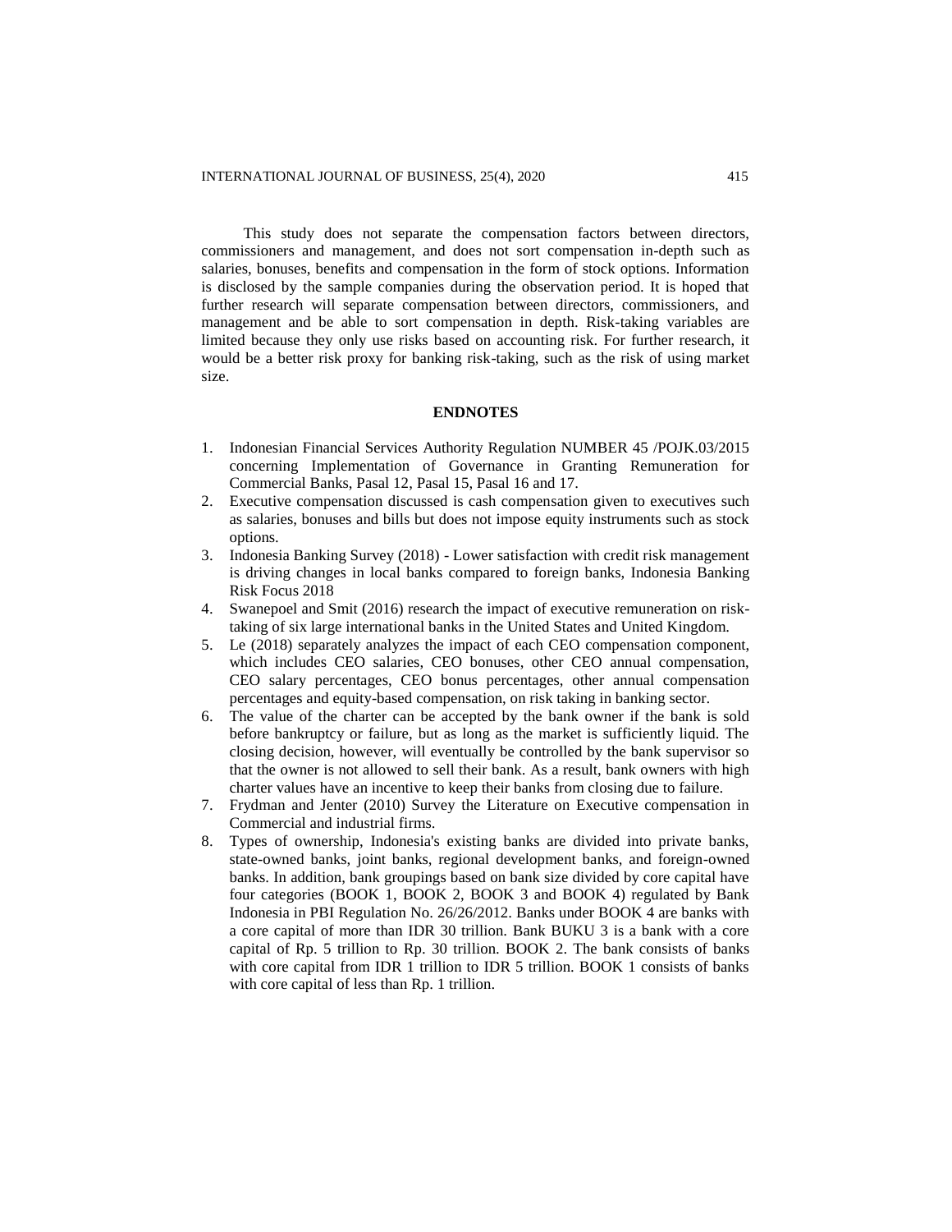This study does not separate the compensation factors between directors, commissioners and management, and does not sort compensation in-depth such as salaries, bonuses, benefits and compensation in the form of stock options. Information is disclosed by the sample companies during the observation period. It is hoped that further research will separate compensation between directors, commissioners, and management and be able to sort compensation in depth. Risk-taking variables are limited because they only use risks based on accounting risk. For further research, it would be a better risk proxy for banking risk-taking, such as the risk of using market size.

## ENDNOTES

1. Indonesian Financial Services Authority Regulation NUMBER 45 /POJK.03/2015 concerning Implementation of Governance in Granting Remuneration for Commercial Banks, Pasal 12, Pasal 15, Pasal 16 and 17.
2. Executive compensation discussed is cash compensation given to executives such as salaries, bonuses and bills but does not impose equity instruments such as stock options.
3. Indonesia Banking Survey (2018) - Lower satisfaction with credit risk management is driving changes in local banks compared to foreign banks, Indonesia Banking Risk Focus 2018
4. Swanepoel and Smit (2016) research the impact of executive remuneration on risk-taking of six large international banks in the United States and United Kingdom.
5. Le (2018) separately analyzes the impact of each CEO compensation component, which includes CEO salaries, CEO bonuses, other CEO annual compensation, CEO salary percentages, CEO bonus percentages, other annual compensation percentages and equity-based compensation, on risk taking in banking sector.
6. The value of the charter can be accepted by the bank owner if the bank is sold before bankruptcy or failure, but as long as the market is sufficiently liquid. The closing decision, however, will eventually be controlled by the bank supervisor so that the owner is not allowed to sell their bank. As a result, bank owners with high charter values have an incentive to keep their banks from closing due to failure.
7. Frydman and Jenter (2010) Survey the Literature on Executive compensation in Commercial and industrial firms.
8. Types of ownership, Indonesia's existing banks are divided into private banks, state-owned banks, joint banks, regional development banks, and foreign-owned banks. In addition, bank groupings based on bank size divided by core capital have four categories (BOOK 1, BOOK 2, BOOK 3 and BOOK 4) regulated by Bank Indonesia in PBI Regulation No. 26/26/2012. Banks under BOOK 4 are banks with a core capital of more than IDR 30 trillion. Bank BUKU 3 is a bank with a core capital of Rp. 5 trillion to Rp. 30 trillion. BOOK 2. The bank consists of banks with core capital from IDR 1 trillion to IDR 5 trillion. BOOK 1 consists of banks with core capital of less than Rp. 1 trillion.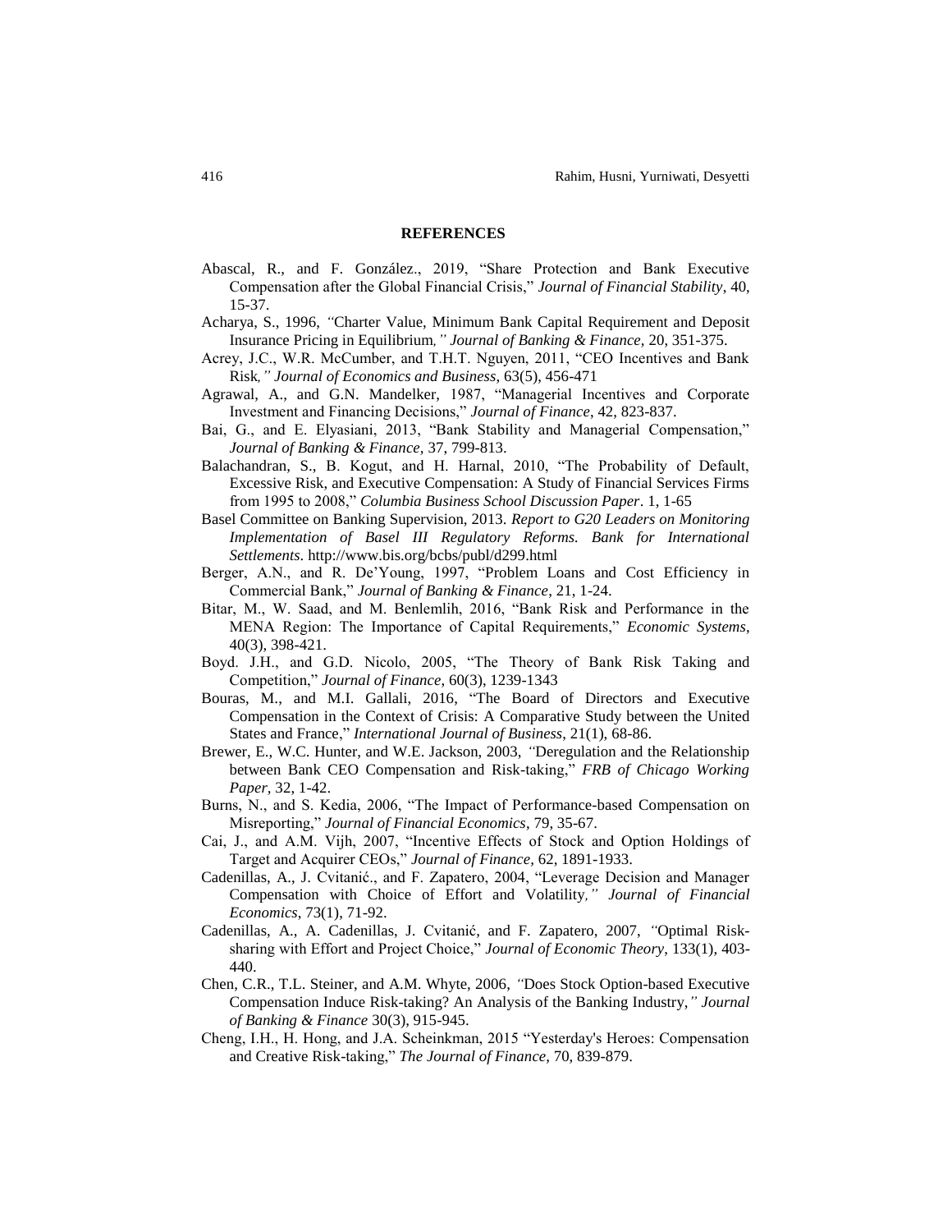## REFERENCES

Abascal, R., and F. González., 2019, "Share Protection and Bank Executive Compensation after the Global Financial Crisis," *Journal of Financial Stability*, 40, 15-37.

Acharya, S., 1996, "Charter Value, Minimum Bank Capital Requirement and Deposit Insurance Pricing in Equilibrium," *Journal of Banking & Finance*, 20, 351-375.

Acrey, J.C., W.R. McCumber, and T.H.T. Nguyen, 2011, "CEO Incentives and Bank Risk," *Journal of Economics and Business*, 63(5), 456-471

Agrawal, A., and G.N. Mandelker, 1987, "Managerial Incentives and Corporate Investment and Financing Decisions," *Journal of Finance*, 42, 823-837.

Bai, G., and E. Elyasiani, 2013, "Bank Stability and Managerial Compensation," *Journal of Banking & Finance,* 37, 799-813.

Balachandran, S., B. Kogut, and H. Harnal, 2010, "The Probability of Default, Excessive Risk, and Executive Compensation: A Study of Financial Services Firms from 1995 to 2008," *Columbia Business School Discussion Paper*. 1, 1-65

Basel Committee on Banking Supervision, 2013. *Report to G20 Leaders on Monitoring Implementation of Basel III Regulatory Reforms. Bank for International Settlements*. http://www.bis.org/bcbs/publ/d299.html

Berger, A.N., and R. De'Young, 1997, "Problem Loans and Cost Efficiency in Commercial Bank," *Journal of Banking & Finance*, 21, 1-24.

Bitar, M., W. Saad, and M. Benlemlih, 2016, "Bank Risk and Performance in the MENA Region: The Importance of Capital Requirements," *Economic Systems*, 40(3), 398-421.

Boyd. J.H., and G.D. Nicolo, 2005, "The Theory of Bank Risk Taking and Competition," *Journal of Finance*, 60(3), 1239-1343

Bouras, M., and M.I. Gallali, 2016, "The Board of Directors and Executive Compensation in the Context of Crisis: A Comparative Study between the United States and France," *International Journal of Business*, 21(1), 68-86.

Brewer, E., W.C. Hunter, and W.E. Jackson, 2003, "Deregulation and the Relationship between Bank CEO Compensation and Risk-taking," *FRB of Chicago Working Paper*, 32, 1-42.

Burns, N., and S. Kedia, 2006, "The Impact of Performance-based Compensation on Misreporting," *Journal of Financial Economics*, 79, 35-67.

Cai, J., and A.M. Vijh, 2007, "Incentive Effects of Stock and Option Holdings of Target and Acquirer CEOs," *Journal of Finance*, 62, 1891-1933.

Cadenillas, A., J. Cvitanić., and F. Zapatero, 2004, "Leverage Decision and Manager Compensation with Choice of Effort and Volatility," *Journal of Financial Economics*, 73(1), 71-92.

Cadenillas, A., A. Cadenillas, J. Cvitanić, and F. Zapatero, 2007, "Optimal Risk-sharing with Effort and Project Choice," *Journal of Economic Theory*, 133(1), 403-440.

Chen, C.R., T.L. Steiner, and A.M. Whyte, 2006, "Does Stock Option-based Executive Compensation Induce Risk-taking? An Analysis of the Banking Industry," *Journal of Banking & Finance* 30(3), 915-945.

Cheng, I.H., H. Hong, and J.A. Scheinkman, 2015 "Yesterday's Heroes: Compensation and Creative Risk-taking," *The Journal of Finance*, 70, 839-879.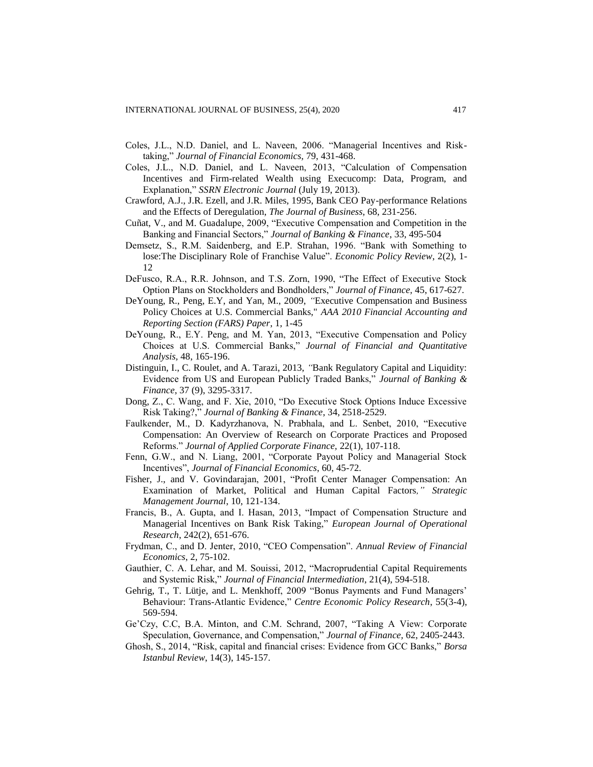Coles, J.L., N.D. Daniel, and L. Naveen, 2006. "Managerial Incentives and Risk-taking," *Journal of Financial Economics,* 79, 431-468.

Coles, J.L., N.D. Daniel, and L. Naveen, 2013, "Calculation of Compensation Incentives and Firm-related Wealth using Execucomp: Data, Program, and Explanation," *SSRN Electronic Journal* (July 19, 2013).

Crawford, A.J., J.R. Ezell, and J.R. Miles, 1995, Bank CEO Pay-performance Relations and the Effects of Deregulation, *The Journal of Business*, 68, 231-256.

Cuñat, V., and M. Guadalupe, 2009, "Executive Compensation and Competition in the Banking and Financial Sectors," *Journal of Banking & Finance*, 33, 495-504

Demsetz, S., R.M. Saidenberg, and E.P. Strahan, 1996. "Bank with Something to lose:The Disciplinary Role of Franchise Value". *Economic Policy Review*, 2(2), 1-12

DeFusco, R.A., R.R. Johnson, and T.S. Zorn, 1990, "The Effect of Executive Stock Option Plans on Stockholders and Bondholders," *Journal of Finance*, 45, 617-627.

DeYoung, R., Peng, E.Y, and Yan, M., 2009, *"*Executive Compensation and Business Policy Choices at U.S. Commercial Banks," *AAA 2010 Financial Accounting and Reporting Section (FARS) Paper*, 1, 1-45

DeYoung, R., E.Y. Peng, and M. Yan, 2013, "Executive Compensation and Policy Choices at U.S. Commercial Banks," *Journal of Financial and Quantitative Analysis,* 48, 165-196.

Distinguin, I., C. Roulet, and A. Tarazi, 2013, *"*Bank Regulatory Capital and Liquidity: Evidence from US and European Publicly Traded Banks," *Journal of Banking & Finance*, 37 (9), 3295-3317.

Dong, Z., C. Wang, and F. Xie, 2010, "Do Executive Stock Options Induce Excessive Risk Taking?," *Journal of Banking & Finance*, 34, 2518-2529.

Faulkender, M., D. Kadyrzhanova, N. Prabhala, and L. Senbet, 2010, "Executive Compensation: An Overview of Research on Corporate Practices and Proposed Reforms." *Journal of Applied Corporate Finance*, 22(1), 107-118.

Fenn, G.W., and N. Liang, 2001, "Corporate Payout Policy and Managerial Stock Incentives", *Journal of Financial Economics*, 60, 45-72.

Fisher, J., and V. Govindarajan, 2001, "Profit Center Manager Compensation: An Examination of Market, Political and Human Capital Factors*," Strategic Management Journal*, 10, 121-134.

Francis, B., A. Gupta, and I. Hasan, 2013, "Impact of Compensation Structure and Managerial Incentives on Bank Risk Taking," *European Journal of Operational Research*, 242(2), 651-676.

Frydman, C., and D. Jenter, 2010, "CEO Compensation". *Annual Review of Financial Economics,* 2, 75-102.

Gauthier, C. A. Lehar, and M. Souissi, 2012, "Macroprudential Capital Requirements and Systemic Risk," *Journal of Financial Intermediation*, 21(4), 594-518.

Gehrig, T., T. Lütje, and L. Menkhoff, 2009 "Bonus Payments and Fund Managers' Behaviour: Trans-Atlantic Evidence," *Centre Economic Policy Research*, 55(3-4), 569-594.

Ge'Czy, C.C, B.A. Minton, and C.M. Schrand, 2007, "Taking A View: Corporate Speculation, Governance, and Compensation," *Journal of Finance,* 62, 2405-2443.

Ghosh, S., 2014, "Risk, capital and financial crises: Evidence from GCC Banks," *Borsa Istanbul Review*, 14(3), 145-157.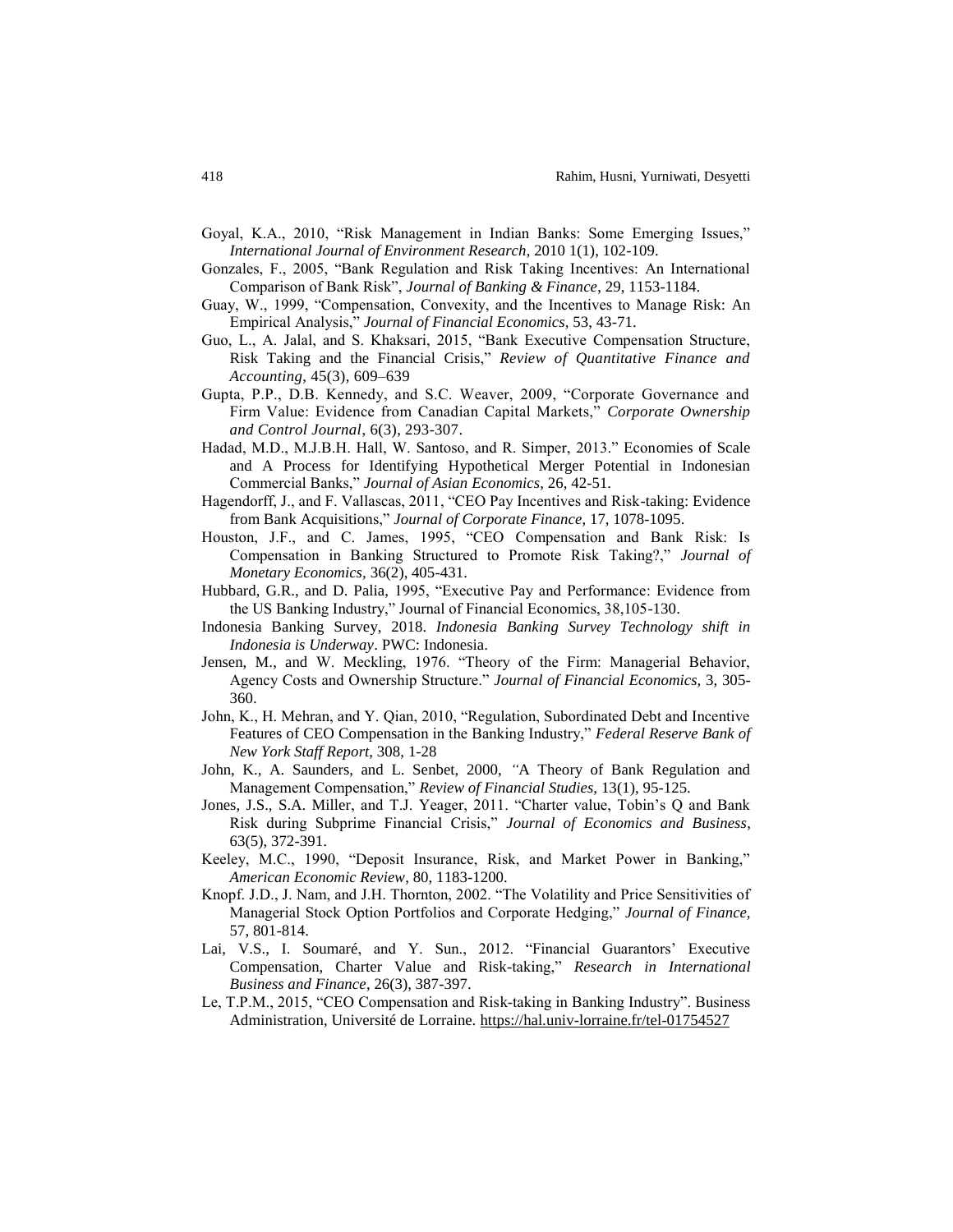Goyal, K.A., 2010, "Risk Management in Indian Banks: Some Emerging Issues," *International Journal of Environment Research*, 2010 1(1), 102-109.

Gonzales, F., 2005, "Bank Regulation and Risk Taking Incentives: An International Comparison of Bank Risk", *Journal of Banking & Finance*, 29, 1153-1184.

Guay, W., 1999, "Compensation, Convexity, and the Incentives to Manage Risk: An Empirical Analysis," *Journal of Financial Economics*, 53, 43-71.

Guo, L., A. Jalal, and S. Khaksari, 2015, "Bank Executive Compensation Structure, Risk Taking and the Financial Crisis," *Review of Quantitative Finance and Accounting*, 45(3), 609–639

Gupta, P.P., D.B. Kennedy, and S.C. Weaver, 2009, "Corporate Governance and Firm Value: Evidence from Canadian Capital Markets," *Corporate Ownership and Control Journal*, 6(3), 293-307.

Hadad, M.D., M.J.B.H. Hall, W. Santoso, and R. Simper, 2013." Economies of Scale and A Process for Identifying Hypothetical Merger Potential in Indonesian Commercial Banks," *Journal of Asian Economics*, 26, 42-51.

Hagendorff, J., and F. Vallascas, 2011, "CEO Pay Incentives and Risk-taking: Evidence from Bank Acquisitions," *Journal of Corporate Finance*, 17, 1078-1095.

Houston, J.F., and C. James, 1995, "CEO Compensation and Bank Risk: Is Compensation in Banking Structured to Promote Risk Taking?," *Journal of Monetary Economics*, 36(2), 405-431.

Hubbard, G.R., and D. Palia, 1995, "Executive Pay and Performance: Evidence from the US Banking Industry," Journal of Financial Economics, 38,105-130.

Indonesia Banking Survey, 2018. *Indonesia Banking Survey Technology shift in Indonesia is Underway*. PWC: Indonesia.

Jensen, M., and W. Meckling, 1976. "Theory of the Firm: Managerial Behavior, Agency Costs and Ownership Structure." *Journal of Financial Economics*, 3, 305-360.

John, K., H. Mehran, and Y. Qian, 2010, "Regulation, Subordinated Debt and Incentive Features of CEO Compensation in the Banking Industry," *Federal Reserve Bank of New York Staff Report*, 308, 1-28

John, K., A. Saunders, and L. Senbet, 2000, "A Theory of Bank Regulation and Management Compensation," *Review of Financial Studies*, 13(1), 95-125.

Jones, J.S., S.A. Miller, and T.J. Yeager, 2011. "Charter value, Tobin's Q and Bank Risk during Subprime Financial Crisis," *Journal of Economics and Business*, 63(5), 372-391.

Keeley, M.C., 1990, "Deposit Insurance, Risk, and Market Power in Banking," *American Economic Review*, 80, 1183-1200.

Knopf. J.D., J. Nam, and J.H. Thornton, 2002. "The Volatility and Price Sensitivities of Managerial Stock Option Portfolios and Corporate Hedging," *Journal of Finance*, 57, 801-814.

Lai, V.S., I. Soumaré, and Y. Sun., 2012. "Financial Guarantors' Executive Compensation, Charter Value and Risk-taking," *Research in International Business and Finance*, 26(3), 387-397.

Le, T.P.M., 2015, "CEO Compensation and Risk-taking in Banking Industry". Business Administration, Université de Lorraine. https://hal.univ-lorraine.fr/tel-01754527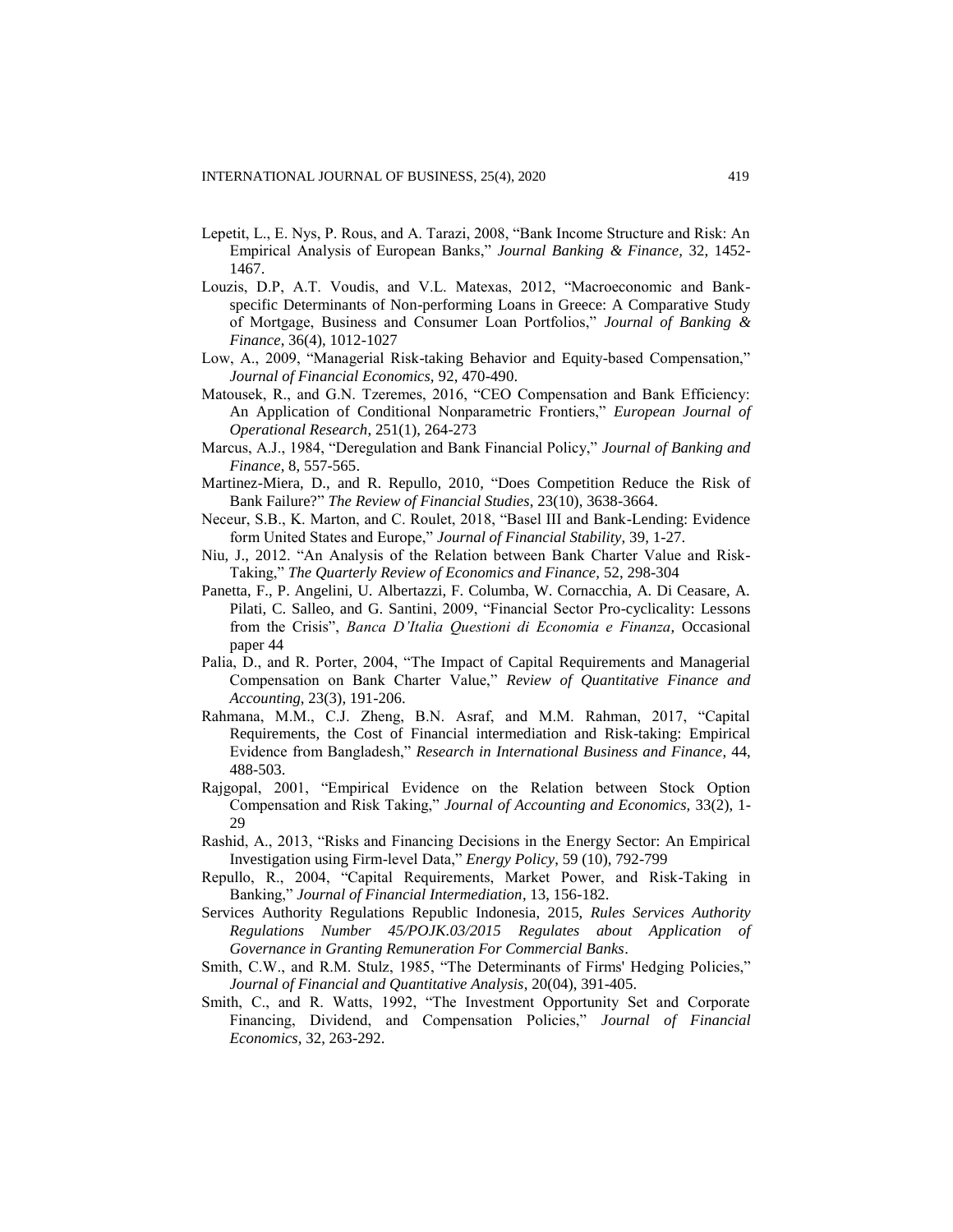Lepetit, L., E. Nys, P. Rous, and A. Tarazi, 2008, "Bank Income Structure and Risk: An Empirical Analysis of European Banks," *Journal Banking & Finance,* 32, 1452-1467.

Louzis, D.P, A.T. Voudis, and V.L. Matexas, 2012, "Macroeconomic and Bank-specific Determinants of Non-performing Loans in Greece: A Comparative Study of Mortgage, Business and Consumer Loan Portfolios," *Journal of Banking & Finance*, 36(4), 1012-1027

Low, A., 2009, "Managerial Risk-taking Behavior and Equity-based Compensation," *Journal of Financial Economics,* 92, 470-490.

Matousek, R., and G.N. Tzeremes, 2016, "CEO Compensation and Bank Efficiency: An Application of Conditional Nonparametric Frontiers," *European Journal of Operational Research*, 251(1), 264-273

Marcus, A.J., 1984, "Deregulation and Bank Financial Policy," *Journal of Banking and Finance*, 8, 557-565.

Martinez-Miera, D., and R. Repullo, 2010, "Does Competition Reduce the Risk of Bank Failure?" *The Review of Financial Studies*, 23(10), 3638-3664.

Neceur, S.B., K. Marton, and C. Roulet, 2018, "Basel III and Bank-Lending: Evidence form United States and Europe," *Journal of Financial Stability*, 39, 1-27.

Niu, J., 2012. "An Analysis of the Relation between Bank Charter Value and Risk-Taking," *The Quarterly Review of Economics and Finance,* 52, 298-304

Panetta, F., P. Angelini, U. Albertazzi, F. Columba, W. Cornacchia, A. Di Ceasare, A. Pilati, C. Salleo, and G. Santini, 2009, "Financial Sector Pro-cyclicality: Lessons from the Crisis", *Banca D'Italia Questioni di Economia e Finanza,* Occasional paper 44

Palia, D., and R. Porter, 2004, "The Impact of Capital Requirements and Managerial Compensation on Bank Charter Value," *Review of Quantitative Finance and Accounting,* 23(3), 191-206.

Rahmana, M.M., C.J. Zheng, B.N. Asraf, and M.M. Rahman, 2017, "Capital Requirements, the Cost of Financial intermediation and Risk-taking: Empirical Evidence from Bangladesh," *Research in International Business and Finance*, 44, 488-503.

Rajgopal, 2001, "Empirical Evidence on the Relation between Stock Option Compensation and Risk Taking," *Journal of Accounting and Economics,* 33(2), 1-29

Rashid, A., 2013, "Risks and Financing Decisions in the Energy Sector: An Empirical Investigation using Firm-level Data," *Energy Policy*, 59 (10), 792-799

Repullo, R., 2004, "Capital Requirements, Market Power, and Risk-Taking in Banking," *Journal of Financial Intermediation*, 13, 156-182.

Services Authority Regulations Republic Indonesia, 2015, *Rules Services Authority Regulations Number 45/POJK.03/2015 Regulates about Application of Governance in Granting Remuneration For Commercial Banks*.

Smith, C.W., and R.M. Stulz, 1985, "The Determinants of Firms' Hedging Policies," *Journal of Financial and Quantitative Analysis*, 20(04), 391-405.

Smith, C., and R. Watts, 1992, "The Investment Opportunity Set and Corporate Financing, Dividend, and Compensation Policies," *Journal of Financial Economics*, 32, 263-292.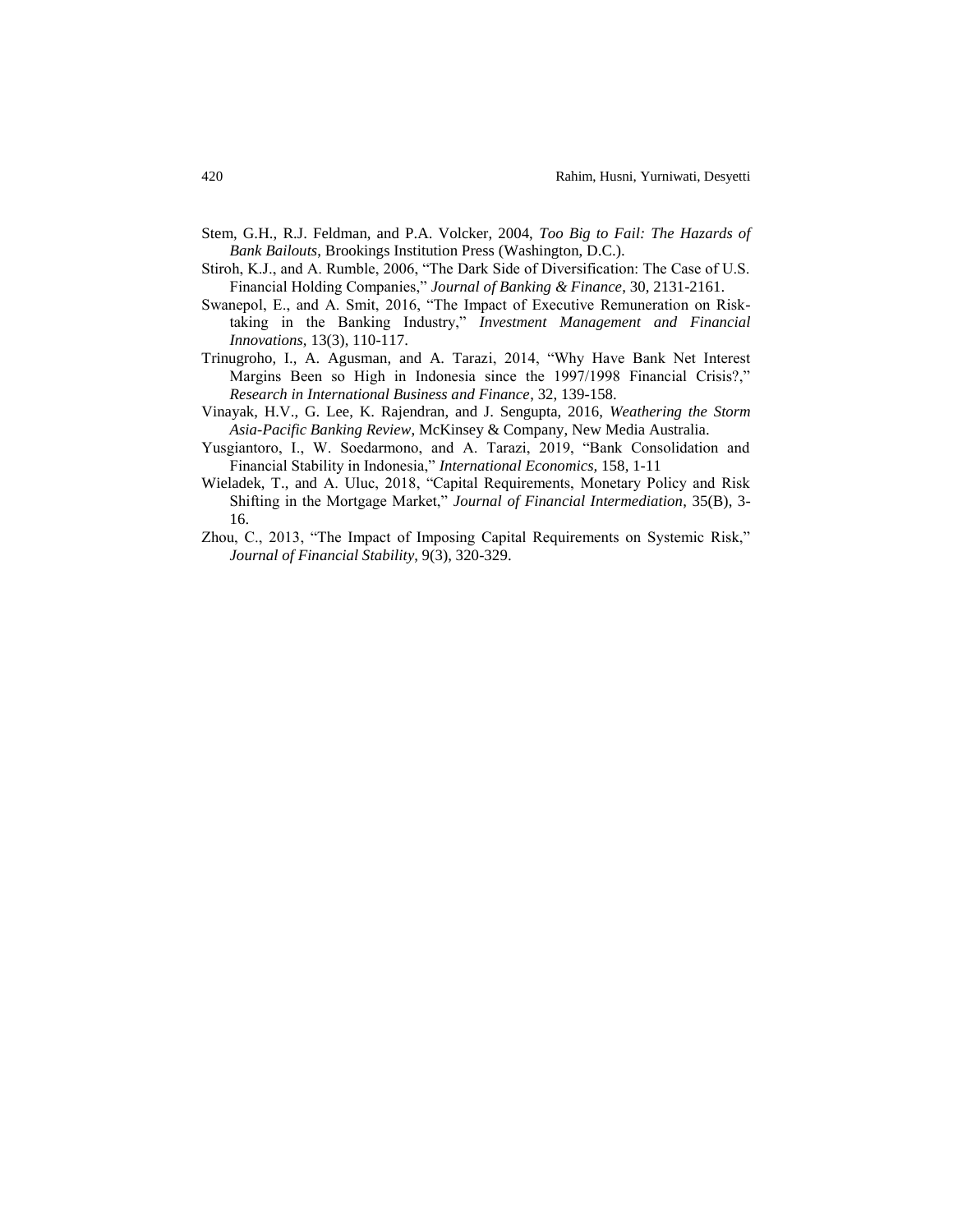Stem, G.H., R.J. Feldman, and P.A. Volcker, 2004, *Too Big to Fail: The Hazards of Bank Bailouts*, Brookings Institution Press (Washington, D.C.).

Stiroh, K.J., and A. Rumble, 2006, "The Dark Side of Diversification: The Case of U.S. Financial Holding Companies," *Journal of Banking & Finance*, 30, 2131-2161.

Swanepol, E., and A. Smit, 2016, "The Impact of Executive Remuneration on Risk-taking in the Banking Industry," *Investment Management and Financial Innovations,* 13(3), 110-117.

Trinugroho, I., A. Agusman, and A. Tarazi, 2014, "Why Have Bank Net Interest Margins Been so High in Indonesia since the 1997/1998 Financial Crisis?," *Research in International Business and Finance*, 32, 139-158.

Vinayak, H.V., G. Lee, K. Rajendran, and J. Sengupta, 2016, *Weathering the Storm Asia-Pacific Banking Review*, McKinsey & Company, New Media Australia.

Yusgiantoro, I., W. Soedarmono, and A. Tarazi, 2019, "Bank Consolidation and Financial Stability in Indonesia," *International Economics*, 158, 1-11

Wieladek, T., and A. Uluc, 2018, "Capital Requirements, Monetary Policy and Risk Shifting in the Mortgage Market," *Journal of Financial Intermediation*, 35(B), 3-16.

Zhou, C., 2013, "The Impact of Imposing Capital Requirements on Systemic Risk," *Journal of Financial Stability*, 9(3), 320-329.